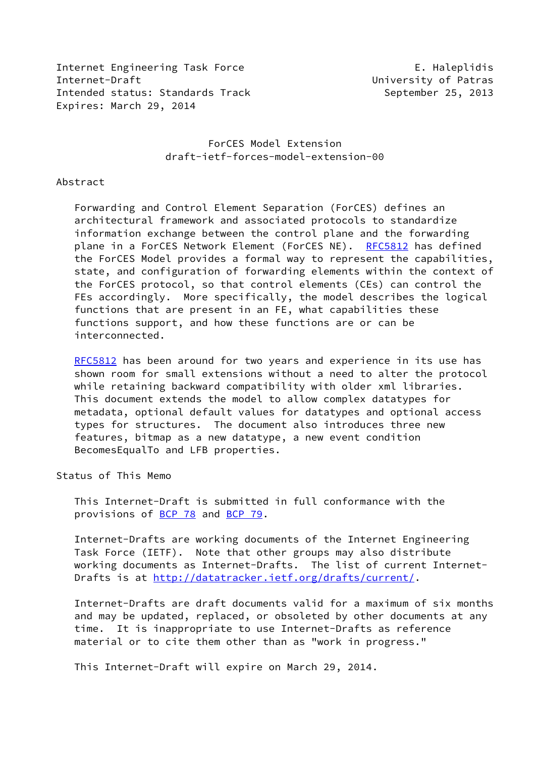Internet Engineering Task Force E. Haleplidis
Internet-Draft University of Patras
Intended status: Standards Track September 25, 2013
Expires: March 29, 2014

# ForCES Model Extension
## draft-ietf-forces-model-extension-00

## Abstract

Forwarding and Control Element Separation (ForCES) defines an architectural framework and associated protocols to standardize information exchange between the control plane and the forwarding plane in a ForCES Network Element (ForCES NE). RFC5812 has defined the ForCES Model provides a formal way to represent the capabilities, state, and configuration of forwarding elements within the context of the ForCES protocol, so that control elements (CEs) can control the FEs accordingly. More specifically, the model describes the logical functions that are present in an FE, what capabilities these functions support, and how these functions are or can be interconnected.

RFC5812 has been around for two years and experience in its use has shown room for small extensions without a need to alter the protocol while retaining backward compatibility with older xml libraries. This document extends the model to allow complex datatypes for metadata, optional default values for datatypes and optional access types for structures. The document also introduces three new features, bitmap as a new datatype, a new event condition BecomesEqualTo and LFB properties.

## Status of This Memo

This Internet-Draft is submitted in full conformance with the provisions of BCP 78 and BCP 79.

Internet-Drafts are working documents of the Internet Engineering Task Force (IETF). Note that other groups may also distribute working documents as Internet-Drafts. The list of current Internet-Drafts is at http://datatracker.ietf.org/drafts/current/.

Internet-Drafts are draft documents valid for a maximum of six months and may be updated, replaced, or obsoleted by other documents at any time. It is inappropriate to use Internet-Drafts as reference material or to cite them other than as "work in progress."

This Internet-Draft will expire on March 29, 2014.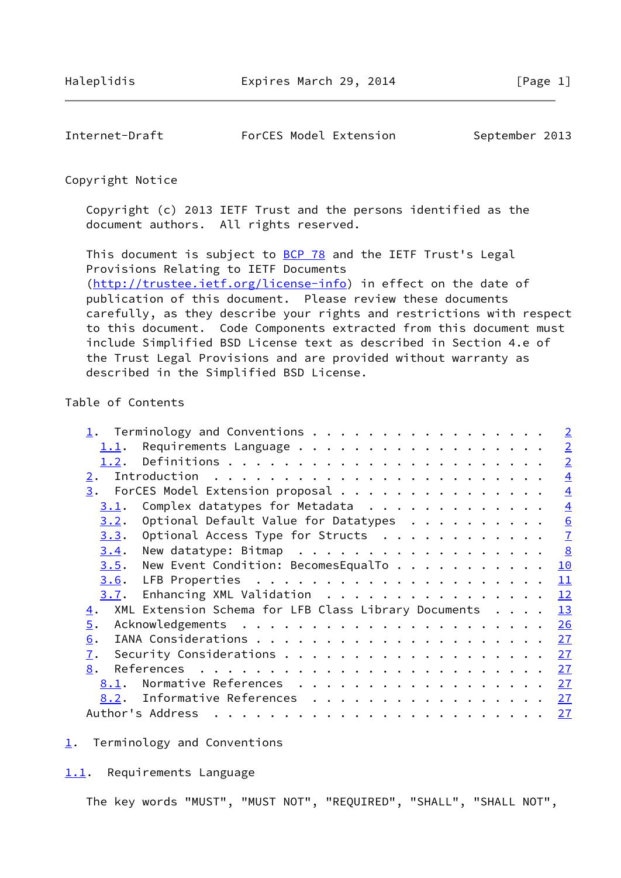Copyright Notice

Copyright (c) 2013 IETF Trust and the persons identified as the document authors. All rights reserved.

This document is subject to BCP 78 and the IETF Trust's Legal Provisions Relating to IETF Documents (http://trustee.ietf.org/license-info) in effect on the date of publication of this document. Please review these documents carefully, as they describe your rights and restrictions with respect to this document. Code Components extracted from this document must include Simplified BSD License text as described in Section 4.e of the Trust Legal Provisions and are provided without warranty as described in the Simplified BSD License.

Table of Contents

```
   1.  Terminology and Conventions . . . . . . . . . . . . . . . . .   2
     1.1.  Requirements Language . . . . . . . . . . . . . . . . . .   2
     1.2.  Definitions . . . . . . . . . . . . . . . . . . . . . . .   2
   2.  Introduction  . . . . . . . . . . . . . . . . . . . . . . . .   4
   3.  ForCES Model Extension proposal . . . . . . . . . . . . . . .   4
     3.1.  Complex datatypes for Metadata  . . . . . . . . . . . . .   4
     3.2.  Optional Default Value for Datatypes  . . . . . . . . . .   6
     3.3.  Optional Access Type for Structs  . . . . . . . . . . . .   7
     3.4.  New datatype: Bitmap  . . . . . . . . . . . . . . . . . .   8
     3.5.  New Event Condition: BecomesEqualTo . . . . . . . . . . .  10
     3.6.  LFB Properties  . . . . . . . . . . . . . . . . . . . . .  11
     3.7.  Enhancing XML Validation  . . . . . . . . . . . . . . . .  12
   4.  XML Extension Schema for LFB Class Library Documents  . . . .  13
   5.  Acknowledgements  . . . . . . . . . . . . . . . . . . . . . .  26
   6.  IANA Considerations . . . . . . . . . . . . . . . . . . . . .  27
   7.  Security Considerations . . . . . . . . . . . . . . . . . . .  27
   8.  References  . . . . . . . . . . . . . . . . . . . . . . . . .  27
     8.1.  Normative References  . . . . . . . . . . . . . . . . . .  27
     8.2.  Informative References  . . . . . . . . . . . . . . . . .  27
   Author's Address  . . . . . . . . . . . . . . . . . . . . . . . .  27
```

# 1. Terminology and Conventions

## 1.1. Requirements Language

The key words "MUST", "MUST NOT", "REQUIRED", "SHALL", "SHALL NOT",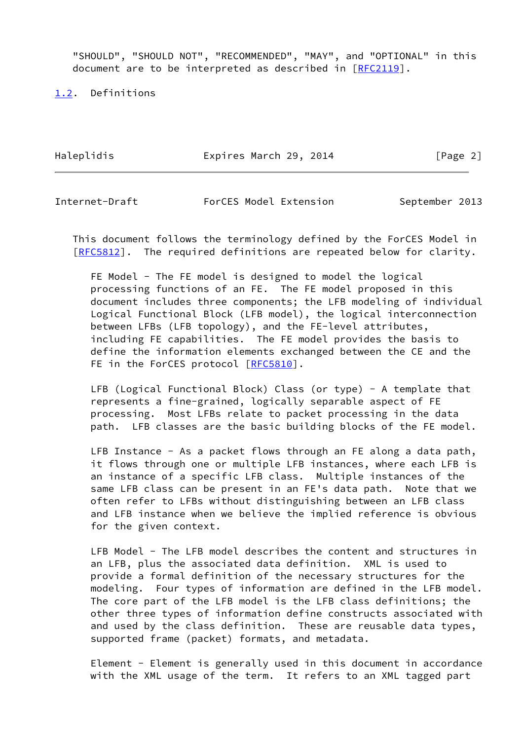"SHOULD", "SHOULD NOT", "RECOMMENDED", "MAY", and "OPTIONAL" in this document are to be interpreted as described in [RFC2119].

## 1.2. Definitions

This document follows the terminology defined by the ForCES Model in [RFC5812]. The required definitions are repeated below for clarity.

FE Model - The FE model is designed to model the logical processing functions of an FE. The FE model proposed in this document includes three components; the LFB modeling of individual Logical Functional Block (LFB model), the logical interconnection between LFBs (LFB topology), and the FE-level attributes, including FE capabilities. The FE model provides the basis to define the information elements exchanged between the CE and the FE in the ForCES protocol [RFC5810].

LFB (Logical Functional Block) Class (or type) - A template that represents a fine-grained, logically separable aspect of FE processing. Most LFBs relate to packet processing in the data path. LFB classes are the basic building blocks of the FE model.

LFB Instance - As a packet flows through an FE along a data path, it flows through one or multiple LFB instances, where each LFB is an instance of a specific LFB class. Multiple instances of the same LFB class can be present in an FE's data path. Note that we often refer to LFBs without distinguishing between an LFB class and LFB instance when we believe the implied reference is obvious for the given context.

LFB Model - The LFB model describes the content and structures in an LFB, plus the associated data definition. XML is used to provide a formal definition of the necessary structures for the modeling. Four types of information are defined in the LFB model. The core part of the LFB model is the LFB class definitions; the other three types of information define constructs associated with and used by the class definition. These are reusable data types, supported frame (packet) formats, and metadata.

Element - Element is generally used in this document in accordance with the XML usage of the term. It refers to an XML tagged part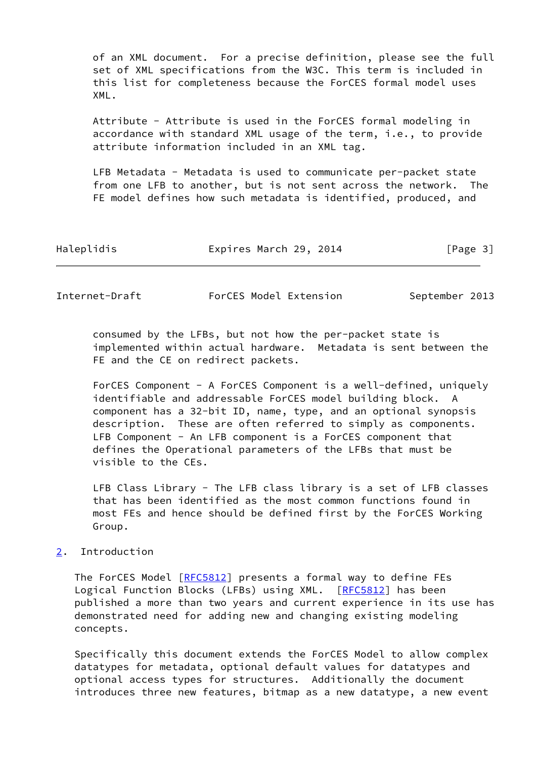of an XML document. For a precise definition, please see the full set of XML specifications from the W3C. This term is included in this list for completeness because the ForCES formal model uses XML.

Attribute - Attribute is used in the ForCES formal modeling in accordance with standard XML usage of the term, i.e., to provide attribute information included in an XML tag.

LFB Metadata - Metadata is used to communicate per-packet state from one LFB to another, but is not sent across the network. The FE model defines how such metadata is identified, produced, and consumed by the LFBs, but not how the per-packet state is implemented within actual hardware. Metadata is sent between the FE and the CE on redirect packets.

ForCES Component - A ForCES Component is a well-defined, uniquely identifiable and addressable ForCES model building block. A component has a 32-bit ID, name, type, and an optional synopsis description. These are often referred to simply as components. LFB Component - An LFB component is a ForCES component that defines the Operational parameters of the LFBs that must be visible to the CEs.

LFB Class Library - The LFB class library is a set of LFB classes that has been identified as the most common functions found in most FEs and hence should be defined first by the ForCES Working Group.

## 2. Introduction

The ForCES Model [RFC5812] presents a formal way to define FEs Logical Function Blocks (LFBs) using XML. [RFC5812] has been published a more than two years and current experience in its use has demonstrated need for adding new and changing existing modeling concepts.

Specifically this document extends the ForCES Model to allow complex datatypes for metadata, optional default values for datatypes and optional access types for structures. Additionally the document introduces three new features, bitmap as a new datatype, a new event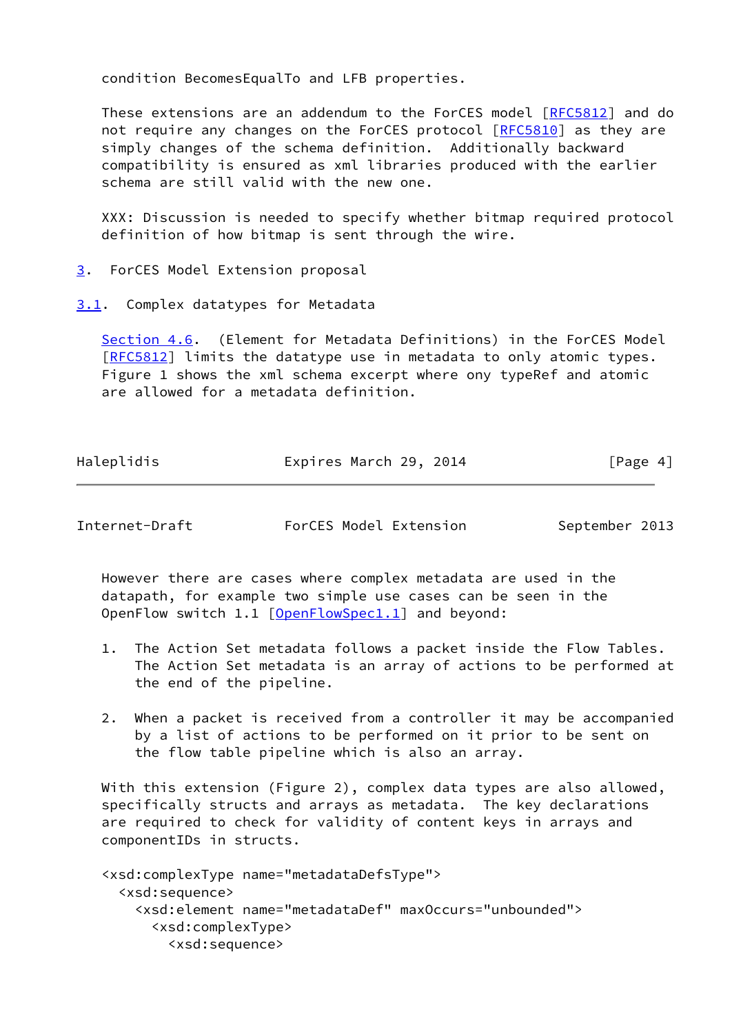condition BecomesEqualTo and LFB properties.

These extensions are an addendum to the ForCES model [RFC5812] and do not require any changes on the ForCES protocol [RFC5810] as they are simply changes of the schema definition. Additionally backward compatibility is ensured as xml libraries produced with the earlier schema are still valid with the new one.

XXX: Discussion is needed to specify whether bitmap required protocol definition of how bitmap is sent through the wire.

## 3. ForCES Model Extension proposal

### 3.1. Complex datatypes for Metadata

Section 4.6. (Element for Metadata Definitions) in the ForCES Model [RFC5812] limits the datatype use in metadata to only atomic types. Figure 1 shows the xml schema excerpt where ony typeRef and atomic are allowed for a metadata definition.

However there are cases where complex metadata are used in the datapath, for example two simple use cases can be seen in the OpenFlow switch 1.1 [OpenFlowSpec1.1] and beyond:

1. The Action Set metadata follows a packet inside the Flow Tables. The Action Set metadata is an array of actions to be performed at the end of the pipeline.

2. When a packet is received from a controller it may be accompanied by a list of actions to be performed on it prior to be sent on the flow table pipeline which is also an array.

With this extension (Figure 2), complex data types are also allowed, specifically structs and arrays as metadata. The key declarations are required to check for validity of content keys in arrays and componentIDs in structs.

```
<xsd:complexType name="metadataDefsType">
  <xsd:sequence>
    <xsd:element name="metadataDef" maxOccurs="unbounded">
      <xsd:complexType>
        <xsd:sequence>
```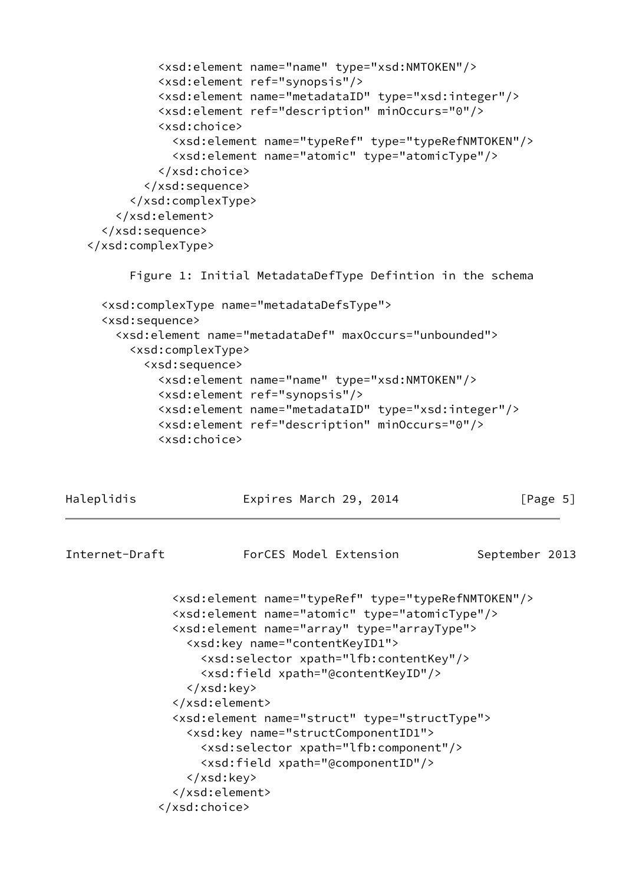```
            <xsd:element name="name" type="xsd:NMTOKEN"/>
            <xsd:element ref="synopsis"/>
            <xsd:element name="metadataID" type="xsd:integer"/>
            <xsd:element ref="description" minOccurs="0"/>
            <xsd:choice>
              <xsd:element name="typeRef" type="typeRefNMTOKEN"/>
              <xsd:element name="atomic" type="atomicType"/>
            </xsd:choice>
          </xsd:sequence>
        </xsd:complexType>
      </xsd:element>
    </xsd:sequence>
  </xsd:complexType>
```

Figure 1: Initial MetadataDefType Defintion in the schema

```
    <xsd:complexType name="metadataDefsType">
    <xsd:sequence>
      <xsd:element name="metadataDef" maxOccurs="unbounded">
        <xsd:complexType>
          <xsd:sequence>
            <xsd:element name="name" type="xsd:NMTOKEN"/>
            <xsd:element ref="synopsis"/>
            <xsd:element name="metadataID" type="xsd:integer"/>
            <xsd:element ref="description" minOccurs="0"/>
            <xsd:choice>
              <xsd:element name="typeRef" type="typeRefNMTOKEN"/>
              <xsd:element name="atomic" type="atomicType"/>
              <xsd:element name="array" type="arrayType">
                <xsd:key name="contentKeyID1">
                  <xsd:selector xpath="lfb:contentKey"/>
                  <xsd:field xpath="@contentKeyID"/>
                </xsd:key>
              </xsd:element>
              <xsd:element name="struct" type="structType">
                <xsd:key name="structComponentID1">
                  <xsd:selector xpath="lfb:component"/>
                  <xsd:field xpath="@componentID"/>
                </xsd:key>
              </xsd:element>
            </xsd:choice>
```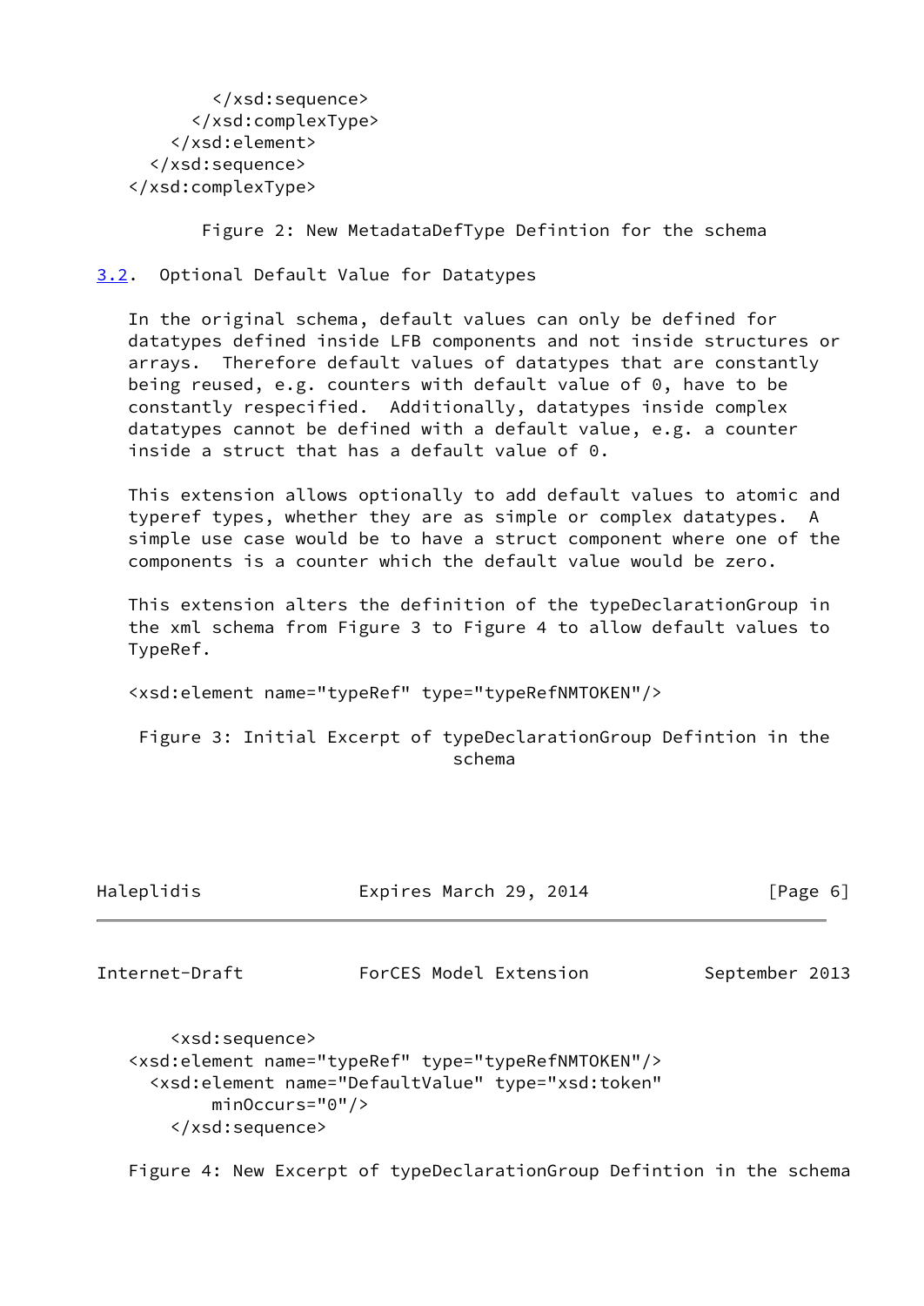```
          </xsd:sequence>
        </xsd:complexType>
      </xsd:element>
    </xsd:sequence>
  </xsd:complexType>
```

Figure 2: New MetadataDefType Defintion for the schema

### 3.2. Optional Default Value for Datatypes

In the original schema, default values can only be defined for datatypes defined inside LFB components and not inside structures or arrays. Therefore default values of datatypes that are constantly being reused, e.g. counters with default value of 0, have to be constantly respecified. Additionally, datatypes inside complex datatypes cannot be defined with a default value, e.g. a counter inside a struct that has a default value of 0.

This extension allows optionally to add default values to atomic and typeref types, whether they are as simple or complex datatypes. A simple use case would be to have a struct component where one of the components is a counter which the default value would be zero.

This extension alters the definition of the typeDeclarationGroup in the xml schema from Figure 3 to Figure 4 to allow default values to TypeRef.

```
<xsd:element name="typeRef" type="typeRefNMTOKEN"/>
```

Figure 3: Initial Excerpt of typeDeclarationGroup Defintion in the schema

```
    <xsd:sequence>
<xsd:element name="typeRef" type="typeRefNMTOKEN"/>
  <xsd:element name="DefaultValue" type="xsd:token"
        minOccurs="0"/>
    </xsd:sequence>
```

Figure 4: New Excerpt of typeDeclarationGroup Defintion in the schema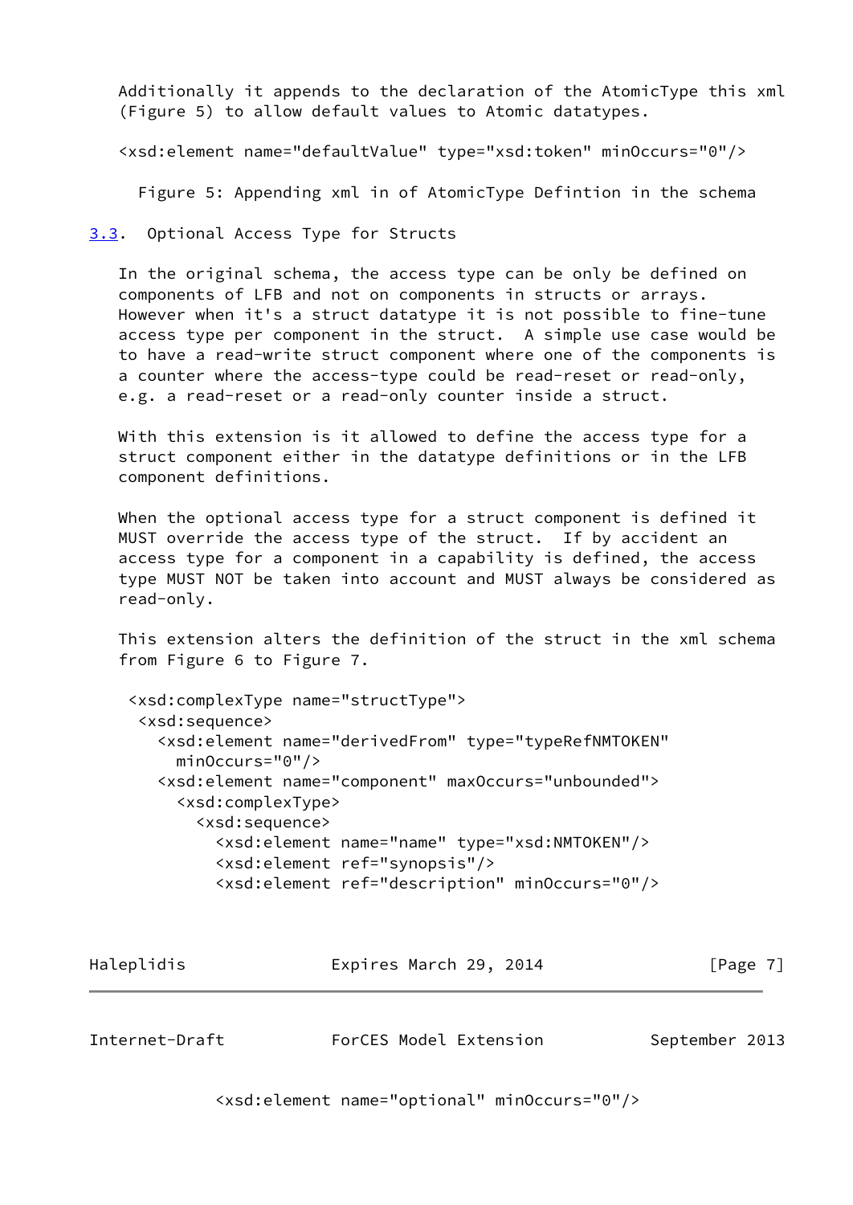Additionally it appends to the declaration of the AtomicType this xml (Figure 5) to allow default values to Atomic datatypes.

```
<xsd:element name="defaultValue" type="xsd:token" minOccurs="0"/>
```

Figure 5: Appending xml in of AtomicType Defintion in the schema

### 3.3. Optional Access Type for Structs

In the original schema, the access type can be only be defined on components of LFB and not on components in structs or arrays. However when it's a struct datatype it is not possible to fine-tune access type per component in the struct. A simple use case would be to have a read-write struct component where one of the components is a counter where the access-type could be read-reset or read-only, e.g. a read-reset or a read-only counter inside a struct.

With this extension is it allowed to define the access type for a struct component either in the datatype definitions or in the LFB component definitions.

When the optional access type for a struct component is defined it MUST override the access type of the struct. If by accident an access type for a component in a capability is defined, the access type MUST NOT be taken into account and MUST always be considered as read-only.

This extension alters the definition of the struct in the xml schema from Figure 6 to Figure 7.

```
 <xsd:complexType name="structType">
  <xsd:sequence>
    <xsd:element name="derivedFrom" type="typeRefNMTOKEN"
      minOccurs="0"/>
    <xsd:element name="component" maxOccurs="unbounded">
      <xsd:complexType>
        <xsd:sequence>
          <xsd:element name="name" type="xsd:NMTOKEN"/>
          <xsd:element ref="synopsis"/>
          <xsd:element ref="description" minOccurs="0"/>
          <xsd:element name="optional" minOccurs="0"/>
```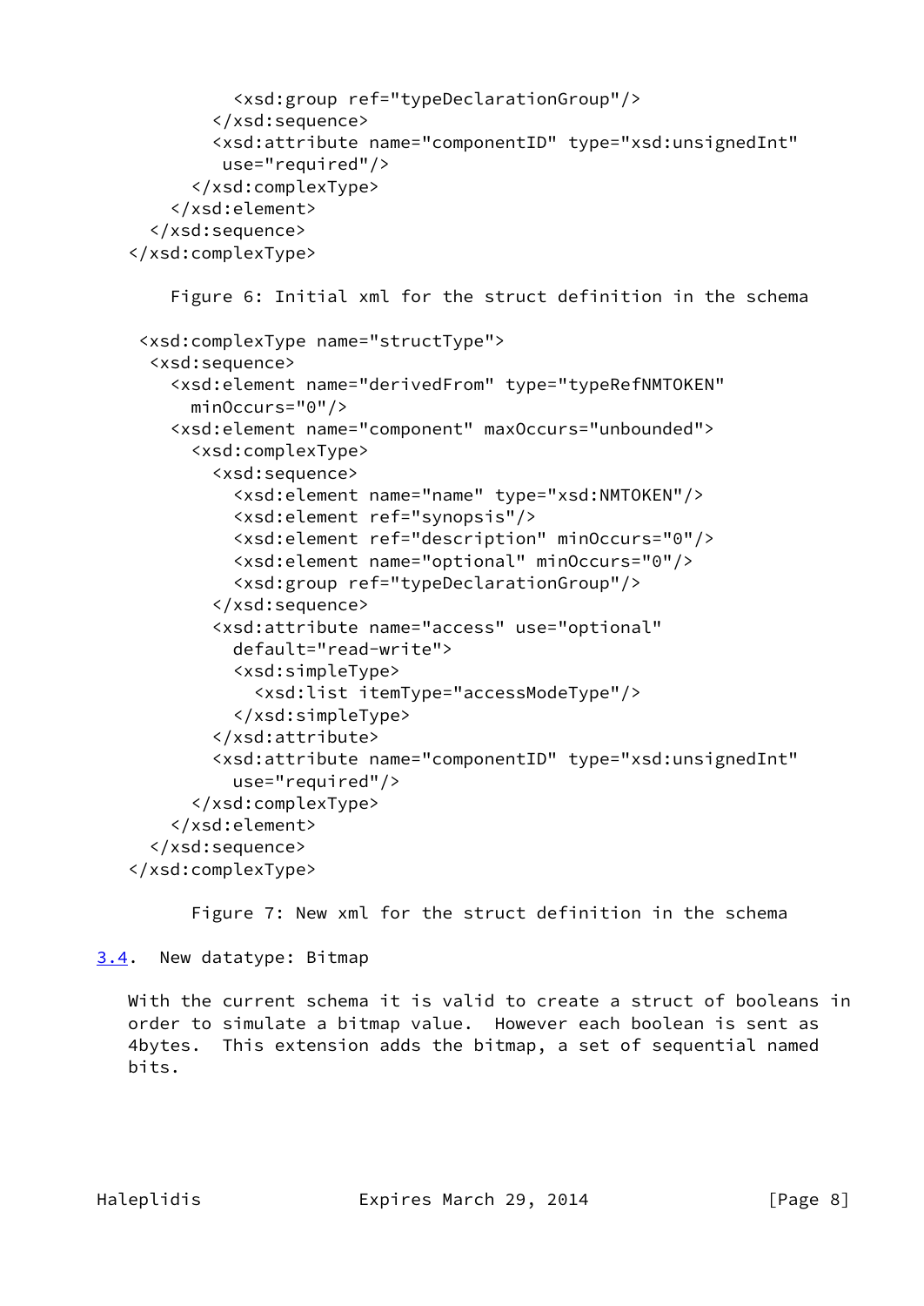```
            <xsd:group ref="typeDeclarationGroup"/>
          </xsd:sequence>
          <xsd:attribute name="componentID" type="xsd:unsignedInt"
           use="required"/>
        </xsd:complexType>
      </xsd:element>
    </xsd:sequence>
  </xsd:complexType>
```

Figure 6: Initial xml for the struct definition in the schema

```
   <xsd:complexType name="structType">
    <xsd:sequence>
      <xsd:element name="derivedFrom" type="typeRefNMTOKEN"
        minOccurs="0"/>
      <xsd:element name="component" maxOccurs="unbounded">
        <xsd:complexType>
          <xsd:sequence>
            <xsd:element name="name" type="xsd:NMTOKEN"/>
            <xsd:element ref="synopsis"/>
            <xsd:element ref="description" minOccurs="0"/>
            <xsd:element name="optional" minOccurs="0"/>
            <xsd:group ref="typeDeclarationGroup"/>
          </xsd:sequence>
          <xsd:attribute name="access" use="optional"
            default="read-write">
            <xsd:simpleType>
              <xsd:list itemType="accessModeType"/>
            </xsd:simpleType>
          </xsd:attribute>
          <xsd:attribute name="componentID" type="xsd:unsignedInt"
            use="required"/>
        </xsd:complexType>
      </xsd:element>
    </xsd:sequence>
  </xsd:complexType>
```

Figure 7: New xml for the struct definition in the schema

### 3.4. New datatype: Bitmap

With the current schema it is valid to create a struct of booleans in order to simulate a bitmap value. However each boolean is sent as 4bytes. This extension adds the bitmap, a set of sequential named bits.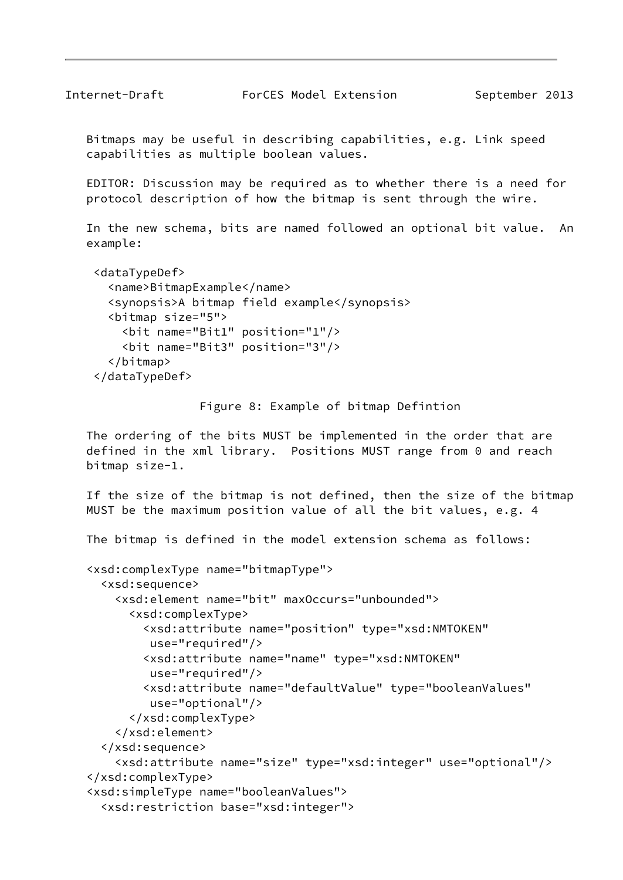Bitmaps may be useful in describing capabilities, e.g. Link speed capabilities as multiple boolean values.

EDITOR: Discussion may be required as to whether there is a need for protocol description of how the bitmap is sent through the wire.

In the new schema, bits are named followed an optional bit value. An example:

```
 <dataTypeDef>
   <name>BitmapExample</name>
   <synopsis>A bitmap field example</synopsis>
   <bitmap size="5">
     <bit name="Bit1" position="1"/>
     <bit name="Bit3" position="3"/>
   </bitmap>
 </dataTypeDef>
```

Figure 8: Example of bitmap Defintion

The ordering of the bits MUST be implemented in the order that are defined in the xml library. Positions MUST range from 0 and reach bitmap size-1.

If the size of the bitmap is not defined, then the size of the bitmap MUST be the maximum position value of all the bit values, e.g. 4

The bitmap is defined in the model extension schema as follows:

```
<xsd:complexType name="bitmapType">
  <xsd:sequence>
    <xsd:element name="bit" maxOccurs="unbounded">
      <xsd:complexType>
        <xsd:attribute name="position" type="xsd:NMTOKEN"
         use="required"/>
        <xsd:attribute name="name" type="xsd:NMTOKEN"
         use="required"/>
        <xsd:attribute name="defaultValue" type="booleanValues"
         use="optional"/>
      </xsd:complexType>
    </xsd:element>
  </xsd:sequence>
    <xsd:attribute name="size" type="xsd:integer" use="optional"/>
</xsd:complexType>
<xsd:simpleType name="booleanValues">
  <xsd:restriction base="xsd:integer">
```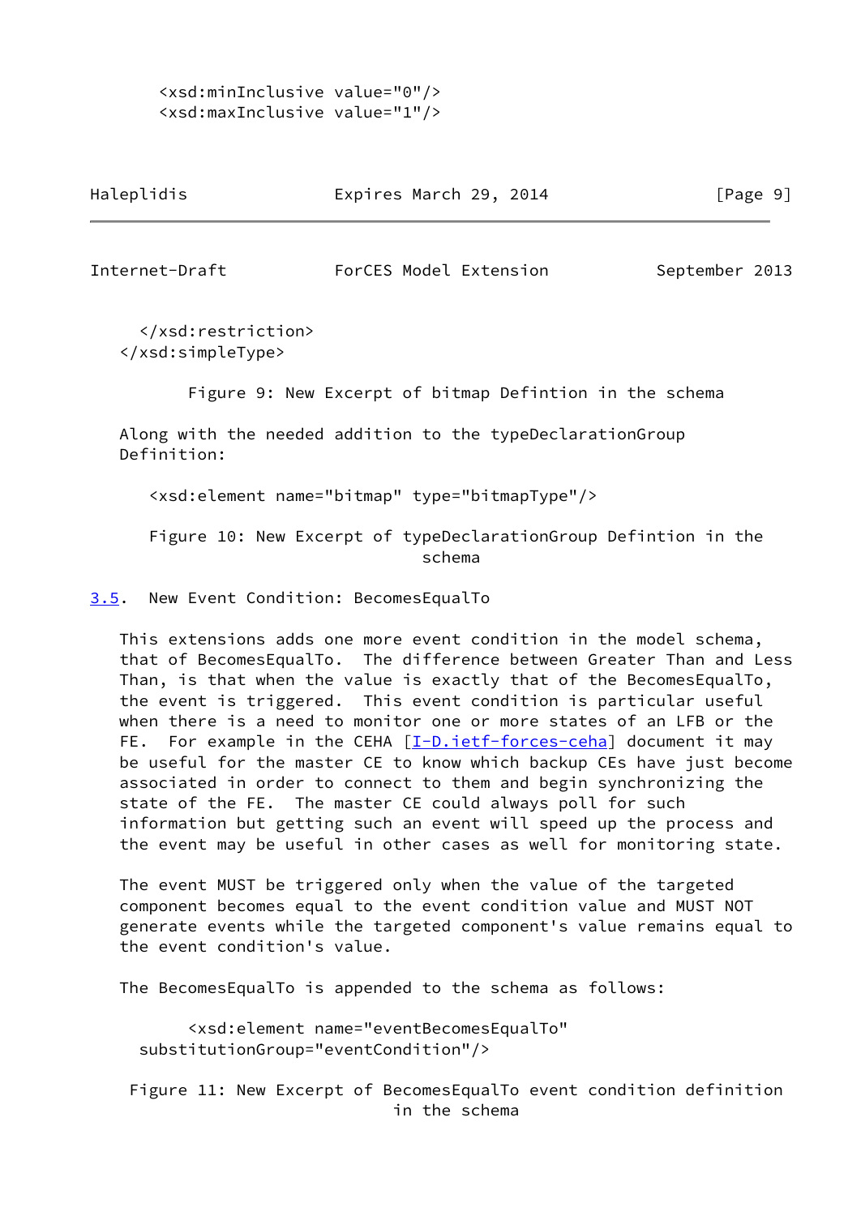```
      <xsd:minInclusive value="0"/>
      <xsd:maxInclusive value="1"/>
```

```
     </xsd:restriction>
   </xsd:simpleType>
```

Figure 9: New Excerpt of bitmap Defintion in the schema

Along with the needed addition to the typeDeclarationGroup Definition:

```
      <xsd:element name="bitmap" type="bitmapType"/>
```

Figure 10: New Excerpt of typeDeclarationGroup Defintion in the schema

### 3.5. New Event Condition: BecomesEqualTo

This extensions adds one more event condition in the model schema, that of BecomesEqualTo. The difference between Greater Than and Less Than, is that when the value is exactly that of the BecomesEqualTo, the event is triggered. This event condition is particular useful when there is a need to monitor one or more states of an LFB or the FE. For example in the CEHA [I-D.ietf-forces-ceha] document it may be useful for the master CE to know which backup CEs have just become associated in order to connect to them and begin synchronizing the state of the FE. The master CE could always poll for such information but getting such an event will speed up the process and the event may be useful in other cases as well for monitoring state.

The event MUST be triggered only when the value of the targeted component becomes equal to the event condition value and MUST NOT generate events while the targeted component's value remains equal to the event condition's value.

The BecomesEqualTo is appended to the schema as follows:

```
        <xsd:element name="eventBecomesEqualTo"
    substitutionGroup="eventCondition"/>
```

Figure 11: New Excerpt of BecomesEqualTo event condition definition in the schema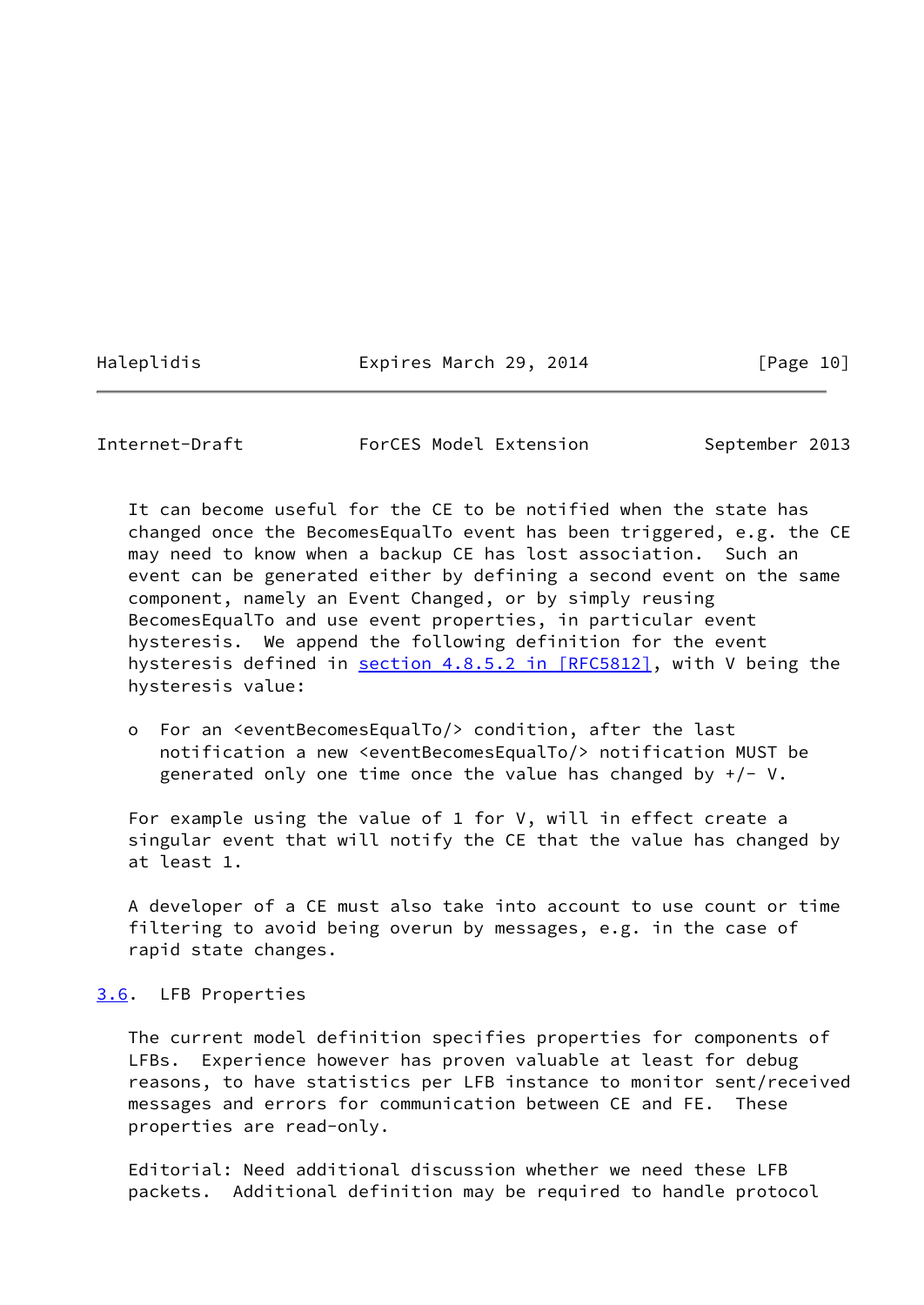It can become useful for the CE to be notified when the state has changed once the BecomesEqualTo event has been triggered, e.g. the CE may need to know when a backup CE has lost association. Such an event can be generated either by defining a second event on the same component, namely an Event Changed, or by simply reusing BecomesEqualTo and use event properties, in particular event hysteresis. We append the following definition for the event hysteresis defined in section 4.8.5.2 in [RFC5812], with V being the hysteresis value:

- For an <eventBecomesEqualTo/> condition, after the last notification a new <eventBecomesEqualTo/> notification MUST be generated only one time once the value has changed by +/- V.

For example using the value of 1 for V, will in effect create a singular event that will notify the CE that the value has changed by at least 1.

A developer of a CE must also take into account to use count or time filtering to avoid being overrun by messages, e.g. in the case of rapid state changes.

### 3.6. LFB Properties

The current model definition specifies properties for components of LFBs. Experience however has proven valuable at least for debug reasons, to have statistics per LFB instance to monitor sent/received messages and errors for communication between CE and FE. These properties are read-only.

Editorial: Need additional discussion whether we need these LFB packets. Additional definition may be required to handle protocol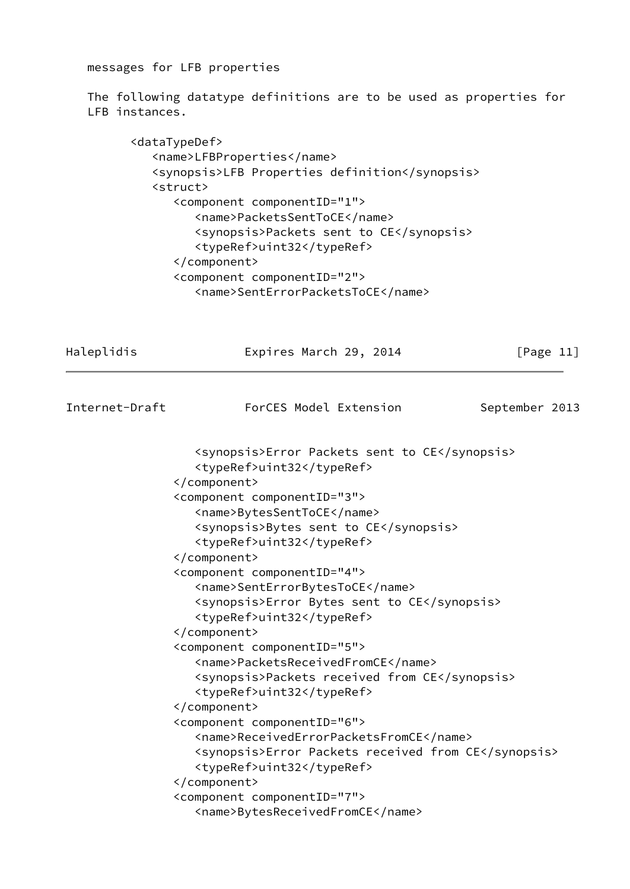messages for LFB properties

The following datatype definitions are to be used as properties for LFB instances.

```
     <dataTypeDef>
        <name>LFBProperties</name>
        <synopsis>LFB Properties definition</synopsis>
        <struct>
           <component componentID="1">
              <name>PacketsSentToCE</name>
              <synopsis>Packets sent to CE</synopsis>
              <typeRef>uint32</typeRef>
           </component>
           <component componentID="2">
              <name>SentErrorPacketsToCE</name>
              <synopsis>Error Packets sent to CE</synopsis>
              <typeRef>uint32</typeRef>
           </component>
           <component componentID="3">
              <name>BytesSentToCE</name>
              <synopsis>Bytes sent to CE</synopsis>
              <typeRef>uint32</typeRef>
           </component>
           <component componentID="4">
              <name>SentErrorBytesToCE</name>
              <synopsis>Error Bytes sent to CE</synopsis>
              <typeRef>uint32</typeRef>
           </component>
           <component componentID="5">
              <name>PacketsReceivedFromCE</name>
              <synopsis>Packets received from CE</synopsis>
              <typeRef>uint32</typeRef>
           </component>
           <component componentID="6">
              <name>ReceivedErrorPacketsFromCE</name>
              <synopsis>Error Packets received from CE</synopsis>
              <typeRef>uint32</typeRef>
           </component>
           <component componentID="7">
              <name>BytesReceivedFromCE</name>
```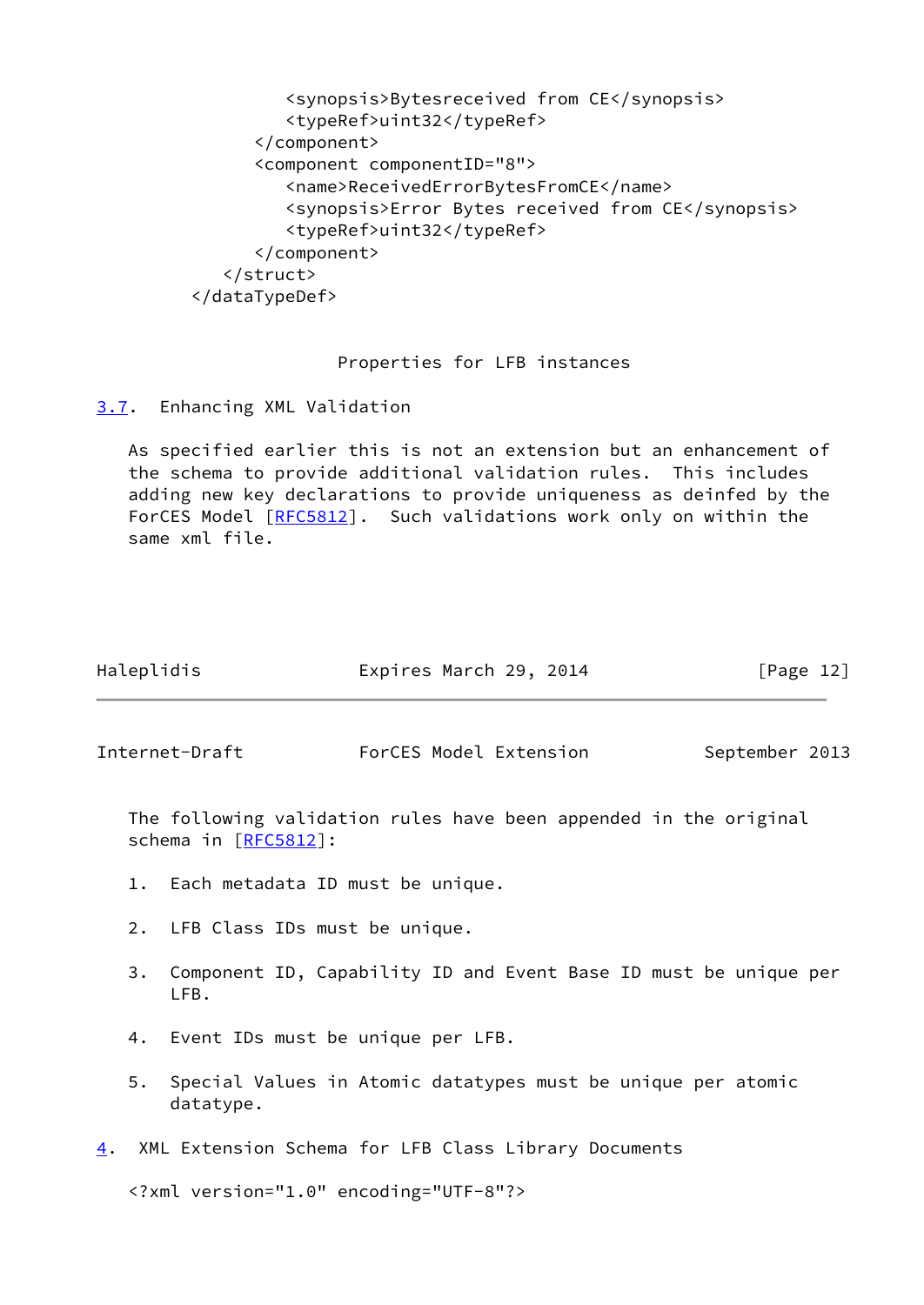```
            <synopsis>Bytesreceived from CE</synopsis>
            <typeRef>uint32</typeRef>
         </component>
         <component componentID="8">
            <name>ReceivedErrorBytesFromCE</name>
            <synopsis>Error Bytes received from CE</synopsis>
            <typeRef>uint32</typeRef>
         </component>
      </struct>
   </dataTypeDef>
```

Properties for LFB instances

### 3.7. Enhancing XML Validation

As specified earlier this is not an extension but an enhancement of the schema to provide additional validation rules. This includes adding new key declarations to provide uniqueness as deinfed by the ForCES Model [RFC5812]. Such validations work only on within the same xml file.

The following validation rules have been appended in the original schema in [RFC5812]:

1. Each metadata ID must be unique.

2. LFB Class IDs must be unique.

3. Component ID, Capability ID and Event Base ID must be unique per LFB.

4. Event IDs must be unique per LFB.

5. Special Values in Atomic datatypes must be unique per atomic datatype.

## 4. XML Extension Schema for LFB Class Library Documents

```
<?xml version="1.0" encoding="UTF-8"?>
```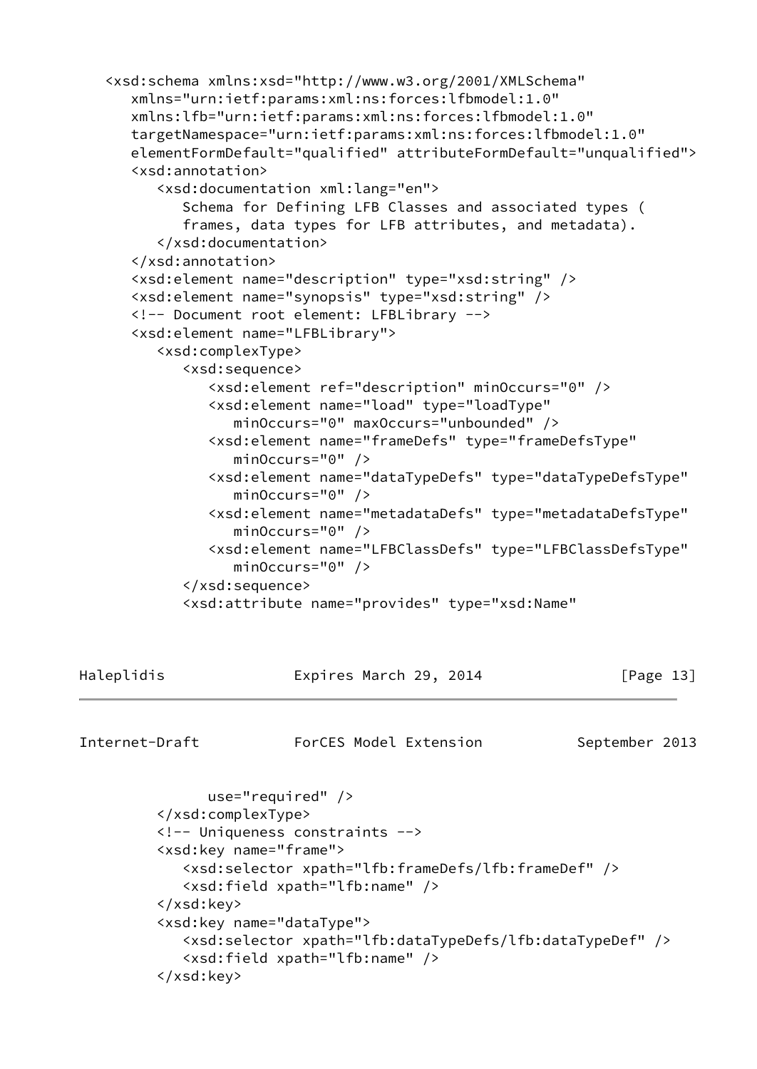```
   <xsd:schema xmlns:xsd="http://www.w3.org/2001/XMLSchema"
      xmlns="urn:ietf:params:xml:ns:forces:lfbmodel:1.0"
      xmlns:lfb="urn:ietf:params:xml:ns:forces:lfbmodel:1.0"
      targetNamespace="urn:ietf:params:xml:ns:forces:lfbmodel:1.0"
      elementFormDefault="qualified" attributeFormDefault="unqualified">
      <xsd:annotation>
         <xsd:documentation xml:lang="en">
            Schema for Defining LFB Classes and associated types (
            frames, data types for LFB attributes, and metadata).
         </xsd:documentation>
      </xsd:annotation>
      <xsd:element name="description" type="xsd:string" />
      <xsd:element name="synopsis" type="xsd:string" />
      <!-- Document root element: LFBLibrary -->
      <xsd:element name="LFBLibrary">
         <xsd:complexType>
            <xsd:sequence>
               <xsd:element ref="description" minOccurs="0" />
               <xsd:element name="load" type="loadType"
                  minOccurs="0" maxOccurs="unbounded" />
               <xsd:element name="frameDefs" type="frameDefsType"
                  minOccurs="0" />
               <xsd:element name="dataTypeDefs" type="dataTypeDefsType"
                  minOccurs="0" />
               <xsd:element name="metadataDefs" type="metadataDefsType"
                  minOccurs="0" />
               <xsd:element name="LFBClassDefs" type="LFBClassDefsType"
                  minOccurs="0" />
            </xsd:sequence>
            <xsd:attribute name="provides" type="xsd:Name"
               use="required" />
         </xsd:complexType>
         <!-- Uniqueness constraints -->
         <xsd:key name="frame">
            <xsd:selector xpath="lfb:frameDefs/lfb:frameDef" />
            <xsd:field xpath="lfb:name" />
         </xsd:key>
         <xsd:key name="dataType">
            <xsd:selector xpath="lfb:dataTypeDefs/lfb:dataTypeDef" />
            <xsd:field xpath="lfb:name" />
         </xsd:key>
```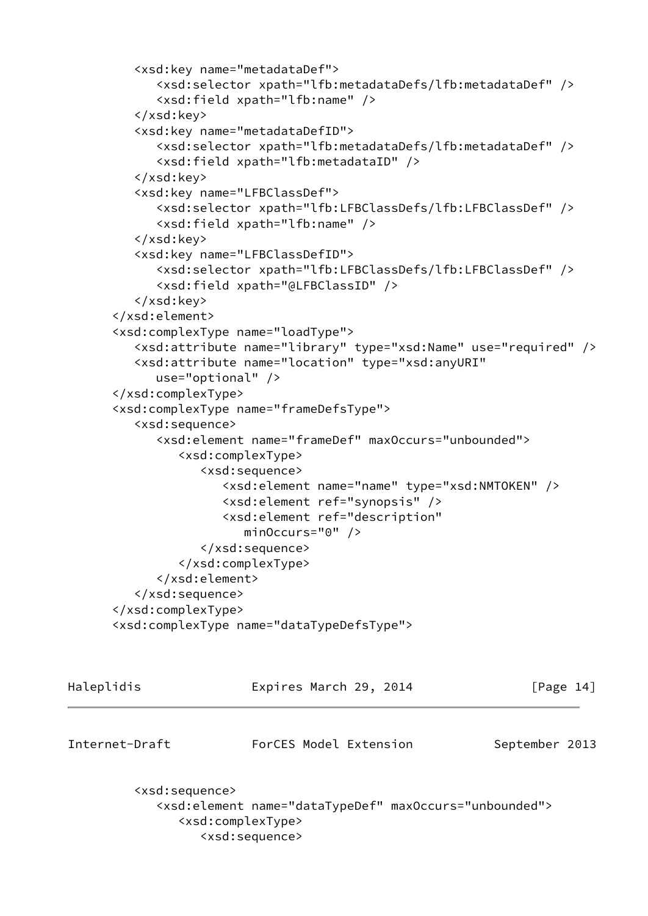```
         <xsd:key name="metadataDef">
            <xsd:selector xpath="lfb:metadataDefs/lfb:metadataDef" />
            <xsd:field xpath="lfb:name" />
         </xsd:key>
         <xsd:key name="metadataDefID">
            <xsd:selector xpath="lfb:metadataDefs/lfb:metadataDef" />
            <xsd:field xpath="lfb:metadataID" />
         </xsd:key>
         <xsd:key name="LFBClassDef">
            <xsd:selector xpath="lfb:LFBClassDefs/lfb:LFBClassDef" />
            <xsd:field xpath="lfb:name" />
         </xsd:key>
         <xsd:key name="LFBClassDefID">
            <xsd:selector xpath="lfb:LFBClassDefs/lfb:LFBClassDef" />
            <xsd:field xpath="@LFBClassID" />
         </xsd:key>
      </xsd:element>
      <xsd:complexType name="loadType">
         <xsd:attribute name="library" type="xsd:Name" use="required" />
         <xsd:attribute name="location" type="xsd:anyURI"
            use="optional" />
      </xsd:complexType>
      <xsd:complexType name="frameDefsType">
         <xsd:sequence>
            <xsd:element name="frameDef" maxOccurs="unbounded">
               <xsd:complexType>
                  <xsd:sequence>
                     <xsd:element name="name" type="xsd:NMTOKEN" />
                     <xsd:element ref="synopsis" />
                     <xsd:element ref="description"
                        minOccurs="0" />
                  </xsd:sequence>
               </xsd:complexType>
            </xsd:element>
         </xsd:sequence>
      </xsd:complexType>
      <xsd:complexType name="dataTypeDefsType">
         <xsd:sequence>
            <xsd:element name="dataTypeDef" maxOccurs="unbounded">
               <xsd:complexType>
                  <xsd:sequence>
```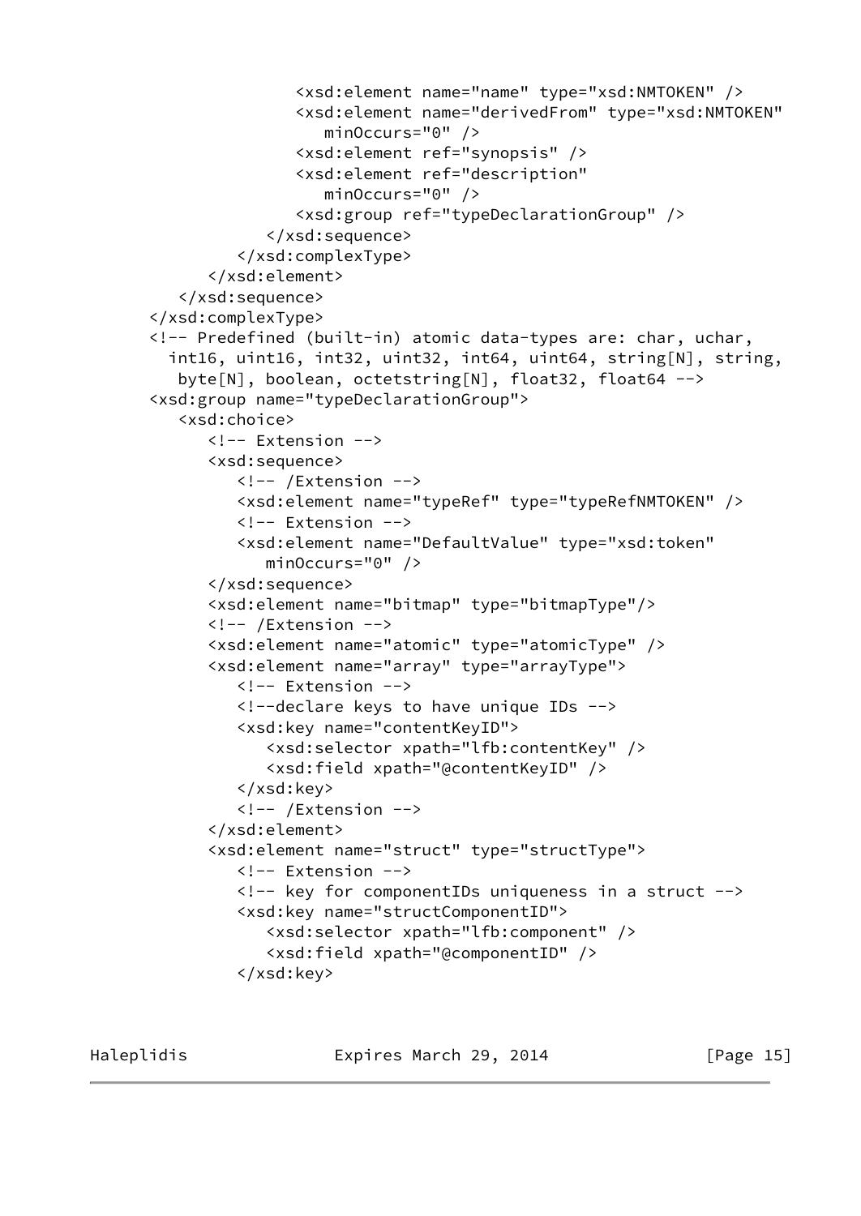```
                  <xsd:element name="name" type="xsd:NMTOKEN" />
                  <xsd:element name="derivedFrom" type="xsd:NMTOKEN"
                     minOccurs="0" />
                  <xsd:element ref="synopsis" />
                  <xsd:element ref="description"
                     minOccurs="0" />
                  <xsd:group ref="typeDeclarationGroup" />
               </xsd:sequence>
            </xsd:complexType>
         </xsd:element>
      </xsd:sequence>
   </xsd:complexType>
   <!-- Predefined (built-in) atomic data-types are: char, uchar,
     int16, uint16, int32, uint32, int64, uint64, string[N], string,
      byte[N], boolean, octetstring[N], float32, float64 -->
   <xsd:group name="typeDeclarationGroup">
      <xsd:choice>
         <!-- Extension -->
         <xsd:sequence>
            <!-- /Extension -->
            <xsd:element name="typeRef" type="typeRefNMTOKEN" />
            <!-- Extension -->
            <xsd:element name="DefaultValue" type="xsd:token"
               minOccurs="0" />
         </xsd:sequence>
         <xsd:element name="bitmap" type="bitmapType"/>
         <!-- /Extension -->
         <xsd:element name="atomic" type="atomicType" />
         <xsd:element name="array" type="arrayType">
            <!-- Extension -->
            <!--declare keys to have unique IDs -->
            <xsd:key name="contentKeyID">
               <xsd:selector xpath="lfb:contentKey" />
               <xsd:field xpath="@contentKeyID" />
            </xsd:key>
            <!-- /Extension -->
         </xsd:element>
         <xsd:element name="struct" type="structType">
            <!-- Extension -->
            <!-- key for componentIDs uniqueness in a struct -->
            <xsd:key name="structComponentID">
               <xsd:selector xpath="lfb:component" />
               <xsd:field xpath="@componentID" />
            </xsd:key>
```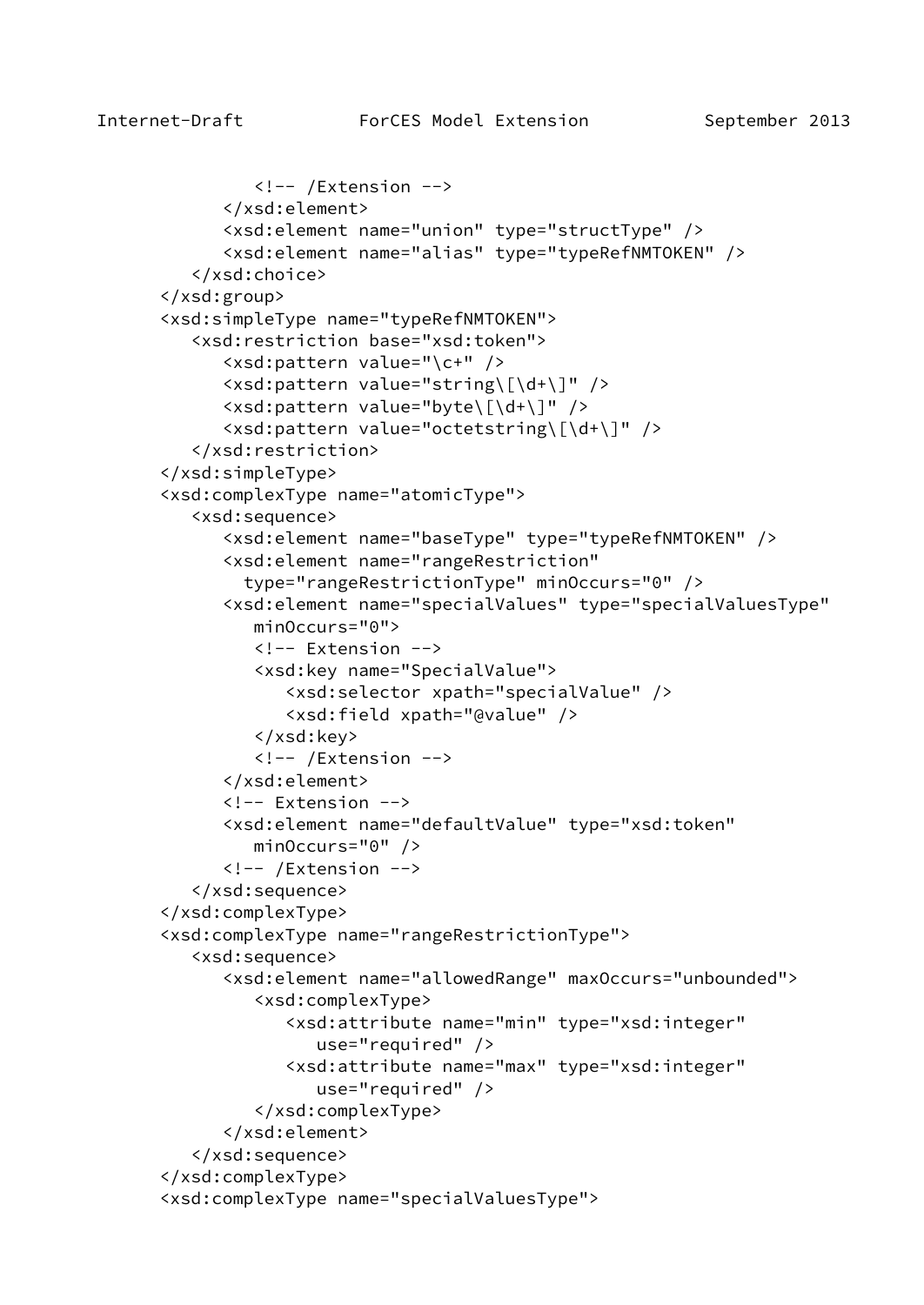```
            <!-- /Extension -->
         </xsd:element>
         <xsd:element name="union" type="structType" />
         <xsd:element name="alias" type="typeRefNMTOKEN" />
      </xsd:choice>
   </xsd:group>
   <xsd:simpleType name="typeRefNMTOKEN">
      <xsd:restriction base="xsd:token">
         <xsd:pattern value="\c+" />
         <xsd:pattern value="string\[\d+\]" />
         <xsd:pattern value="byte\[\d+\]" />
         <xsd:pattern value="octetstring\[\d+\]" />
      </xsd:restriction>
   </xsd:simpleType>
   <xsd:complexType name="atomicType">
      <xsd:sequence>
         <xsd:element name="baseType" type="typeRefNMTOKEN" />
         <xsd:element name="rangeRestriction"
           type="rangeRestrictionType" minOccurs="0" />
         <xsd:element name="specialValues" type="specialValuesType"
            minOccurs="0">
            <!-- Extension -->
            <xsd:key name="SpecialValue">
               <xsd:selector xpath="specialValue" />
               <xsd:field xpath="@value" />
            </xsd:key>
            <!-- /Extension -->
         </xsd:element>
         <!-- Extension -->
         <xsd:element name="defaultValue" type="xsd:token"
            minOccurs="0" />
         <!-- /Extension -->
      </xsd:sequence>
   </xsd:complexType>
   <xsd:complexType name="rangeRestrictionType">
      <xsd:sequence>
         <xsd:element name="allowedRange" maxOccurs="unbounded">
            <xsd:complexType>
               <xsd:attribute name="min" type="xsd:integer"
                  use="required" />
               <xsd:attribute name="max" type="xsd:integer"
                  use="required" />
            </xsd:complexType>
         </xsd:element>
      </xsd:sequence>
   </xsd:complexType>
   <xsd:complexType name="specialValuesType">
```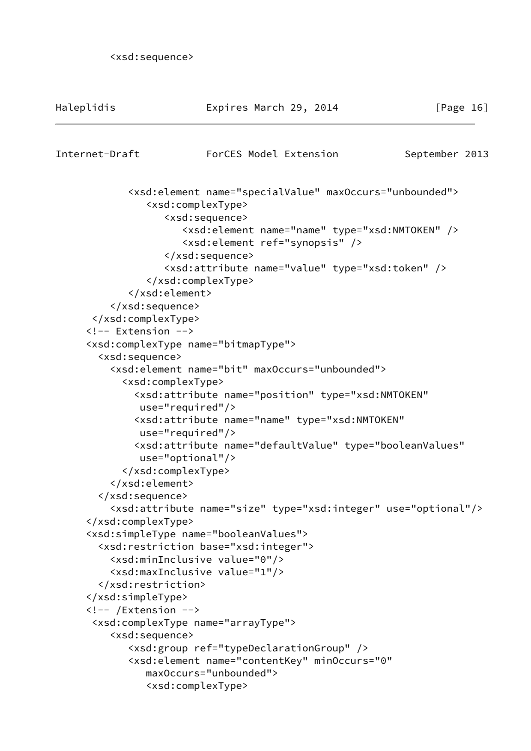```
        <xsd:sequence>
```

```
           <xsd:element name="specialValue" maxOccurs="unbounded">
              <xsd:complexType>
                 <xsd:sequence>
                    <xsd:element name="name" type="xsd:NMTOKEN" />
                    <xsd:element ref="synopsis" />
                 </xsd:sequence>
                 <xsd:attribute name="value" type="xsd:token" />
              </xsd:complexType>
           </xsd:element>
        </xsd:sequence>
     </xsd:complexType>
    <!-- Extension -->
    <xsd:complexType name="bitmapType">
      <xsd:sequence>
        <xsd:element name="bit" maxOccurs="unbounded">
          <xsd:complexType>
            <xsd:attribute name="position" type="xsd:NMTOKEN"
             use="required"/>
            <xsd:attribute name="name" type="xsd:NMTOKEN"
             use="required"/>
            <xsd:attribute name="defaultValue" type="booleanValues"
             use="optional"/>
          </xsd:complexType>
        </xsd:element>
      </xsd:sequence>
        <xsd:attribute name="size" type="xsd:integer" use="optional"/>
    </xsd:complexType>
    <xsd:simpleType name="booleanValues">
      <xsd:restriction base="xsd:integer">
        <xsd:minInclusive value="0"/>
        <xsd:maxInclusive value="1"/>
      </xsd:restriction>
    </xsd:simpleType>
    <!-- /Extension -->
     <xsd:complexType name="arrayType">
        <xsd:sequence>
           <xsd:group ref="typeDeclarationGroup" />
           <xsd:element name="contentKey" minOccurs="0"
              maxOccurs="unbounded">
              <xsd:complexType>
```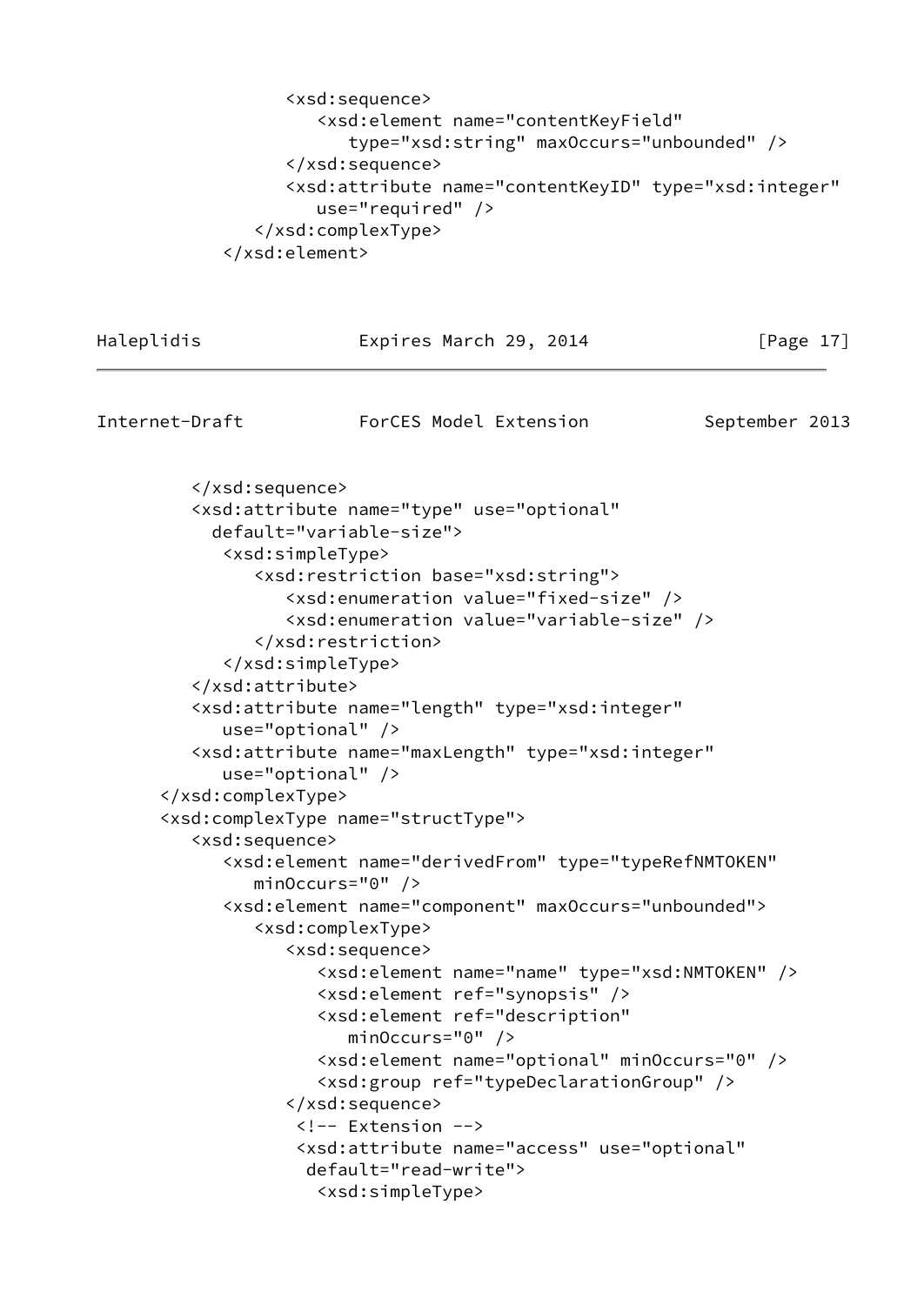```
                  <xsd:sequence>
                     <xsd:element name="contentKeyField"
                        type="xsd:string" maxOccurs="unbounded" />
                  </xsd:sequence>
                  <xsd:attribute name="contentKeyID" type="xsd:integer"
                     use="required" />
               </xsd:complexType>
            </xsd:element>
```

```
         </xsd:sequence>
         <xsd:attribute name="type" use="optional"
           default="variable-size">
            <xsd:simpleType>
               <xsd:restriction base="xsd:string">
                  <xsd:enumeration value="fixed-size" />
                  <xsd:enumeration value="variable-size" />
               </xsd:restriction>
            </xsd:simpleType>
         </xsd:attribute>
         <xsd:attribute name="length" type="xsd:integer"
            use="optional" />
         <xsd:attribute name="maxLength" type="xsd:integer"
            use="optional" />
      </xsd:complexType>
      <xsd:complexType name="structType">
         <xsd:sequence>
            <xsd:element name="derivedFrom" type="typeRefNMTOKEN"
               minOccurs="0" />
            <xsd:element name="component" maxOccurs="unbounded">
               <xsd:complexType>
                  <xsd:sequence>
                     <xsd:element name="name" type="xsd:NMTOKEN" />
                     <xsd:element ref="synopsis" />
                     <xsd:element ref="description"
                        minOccurs="0" />
                     <xsd:element name="optional" minOccurs="0" />
                     <xsd:group ref="typeDeclarationGroup" />
                  </xsd:sequence>
                   <!-- Extension -->
                   <xsd:attribute name="access" use="optional"
                    default="read-write">
                     <xsd:simpleType>
```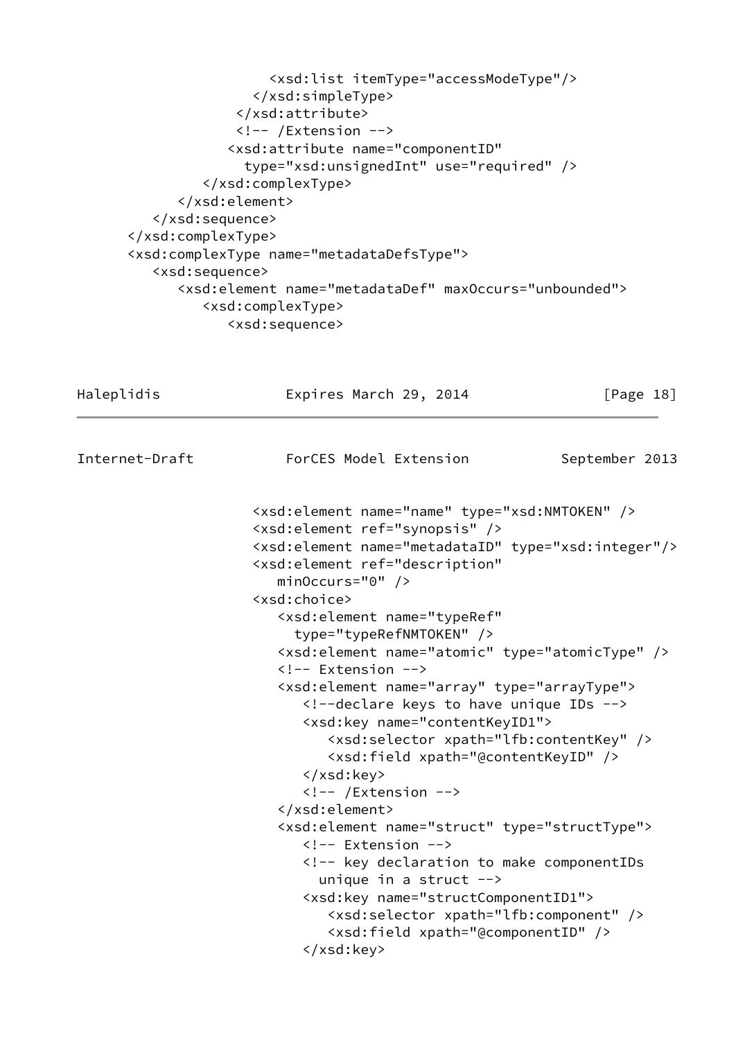```
                  <xsd:list itemType="accessModeType"/>
                </xsd:simpleType>
              </xsd:attribute>
              <!-- /Extension -->
             <xsd:attribute name="componentID"
               type="xsd:unsignedInt" use="required" />
          </xsd:complexType>
        </xsd:element>
     </xsd:sequence>
  </xsd:complexType>
  <xsd:complexType name="metadataDefsType">
     <xsd:sequence>
        <xsd:element name="metadataDef" maxOccurs="unbounded">
           <xsd:complexType>
              <xsd:sequence>
```

```
                 <xsd:element name="name" type="xsd:NMTOKEN" />
                 <xsd:element ref="synopsis" />
                 <xsd:element name="metadataID" type="xsd:integer"/>
                 <xsd:element ref="description"
                    minOccurs="0" />
                 <xsd:choice>
                    <xsd:element name="typeRef"
                      type="typeRefNMTOKEN" />
                    <xsd:element name="atomic" type="atomicType" />
                    <!-- Extension -->
                    <xsd:element name="array" type="arrayType">
                       <!--declare keys to have unique IDs -->
                       <xsd:key name="contentKeyID1">
                          <xsd:selector xpath="lfb:contentKey" />
                          <xsd:field xpath="@contentKeyID" />
                       </xsd:key>
                       <!-- /Extension -->
                    </xsd:element>
                    <xsd:element name="struct" type="structType">
                       <!-- Extension -->
                       <!-- key declaration to make componentIDs
                         unique in a struct -->
                       <xsd:key name="structComponentID1">
                          <xsd:selector xpath="lfb:component" />
                          <xsd:field xpath="@componentID" />
                       </xsd:key>
```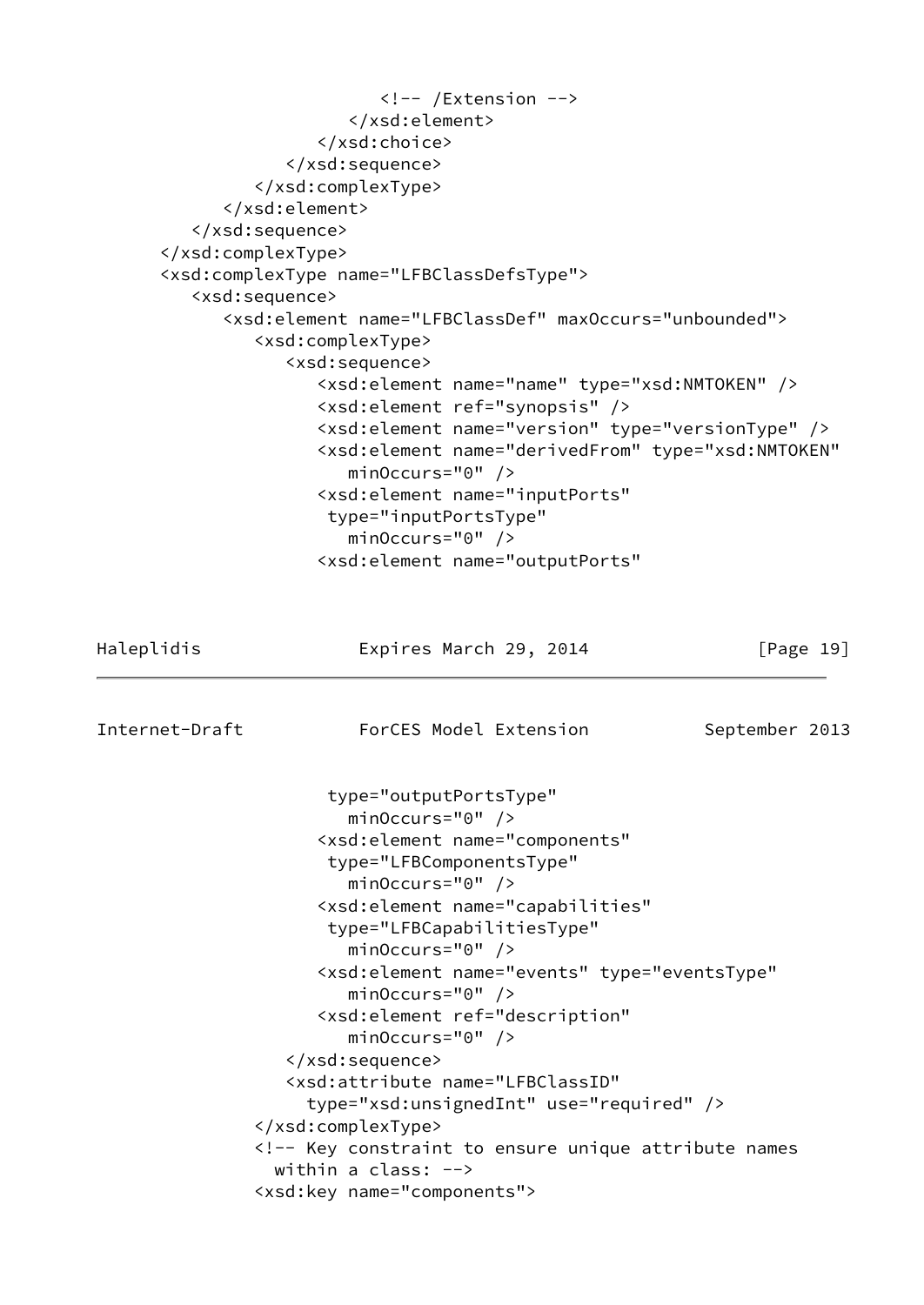```
                        <!-- /Extension -->
                     </xsd:element>
                  </xsd:choice>
               </xsd:sequence>
            </xsd:complexType>
         </xsd:element>
      </xsd:sequence>
   </xsd:complexType>
   <xsd:complexType name="LFBClassDefsType">
      <xsd:sequence>
         <xsd:element name="LFBClassDef" maxOccurs="unbounded">
            <xsd:complexType>
               <xsd:sequence>
                  <xsd:element name="name" type="xsd:NMTOKEN" />
                  <xsd:element ref="synopsis" />
                  <xsd:element name="version" type="versionType" />
                  <xsd:element name="derivedFrom" type="xsd:NMTOKEN"
                     minOccurs="0" />
                  <xsd:element name="inputPorts"
                   type="inputPortsType"
                     minOccurs="0" />
                  <xsd:element name="outputPorts"
                   type="outputPortsType"
                     minOccurs="0" />
                  <xsd:element name="components"
                   type="LFBComponentsType"
                     minOccurs="0" />
                  <xsd:element name="capabilities"
                   type="LFBCapabilitiesType"
                     minOccurs="0" />
                  <xsd:element name="events" type="eventsType"
                     minOccurs="0" />
                  <xsd:element ref="description"
                     minOccurs="0" />
               </xsd:sequence>
               <xsd:attribute name="LFBClassID"
                 type="xsd:unsignedInt" use="required" />
            </xsd:complexType>
            <!-- Key constraint to ensure unique attribute names
              within a class: -->
            <xsd:key name="components">
```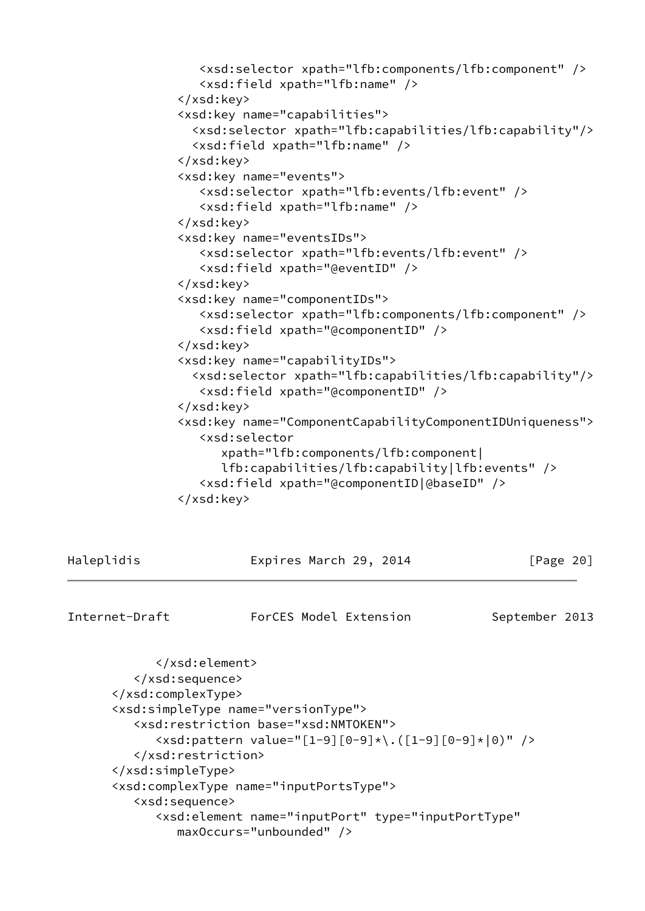```
                  <xsd:selector xpath="lfb:components/lfb:component" />
                  <xsd:field xpath="lfb:name" />
               </xsd:key>
               <xsd:key name="capabilities">
                 <xsd:selector xpath="lfb:capabilities/lfb:capability"/>
                 <xsd:field xpath="lfb:name" />
               </xsd:key>
               <xsd:key name="events">
                  <xsd:selector xpath="lfb:events/lfb:event" />
                  <xsd:field xpath="lfb:name" />
               </xsd:key>
               <xsd:key name="eventsIDs">
                  <xsd:selector xpath="lfb:events/lfb:event" />
                  <xsd:field xpath="@eventID" />
               </xsd:key>
               <xsd:key name="componentIDs">
                  <xsd:selector xpath="lfb:components/lfb:component" />
                  <xsd:field xpath="@componentID" />
               </xsd:key>
               <xsd:key name="capabilityIDs">
                 <xsd:selector xpath="lfb:capabilities/lfb:capability"/>
                  <xsd:field xpath="@componentID" />
               </xsd:key>
               <xsd:key name="ComponentCapabilityComponentIDUniqueness">
                  <xsd:selector
                     xpath="lfb:components/lfb:component|
                     lfb:capabilities/lfb:capability|lfb:events" />
                  <xsd:field xpath="@componentID|@baseID" />
               </xsd:key>
```

```
            </xsd:element>
         </xsd:sequence>
      </xsd:complexType>
      <xsd:simpleType name="versionType">
         <xsd:restriction base="xsd:NMTOKEN">
            <xsd:pattern value="[1-9][0-9]*\.([1-9][0-9]*|0)" />
         </xsd:restriction>
      </xsd:simpleType>
      <xsd:complexType name="inputPortsType">
         <xsd:sequence>
            <xsd:element name="inputPort" type="inputPortType"
               maxOccurs="unbounded" />
```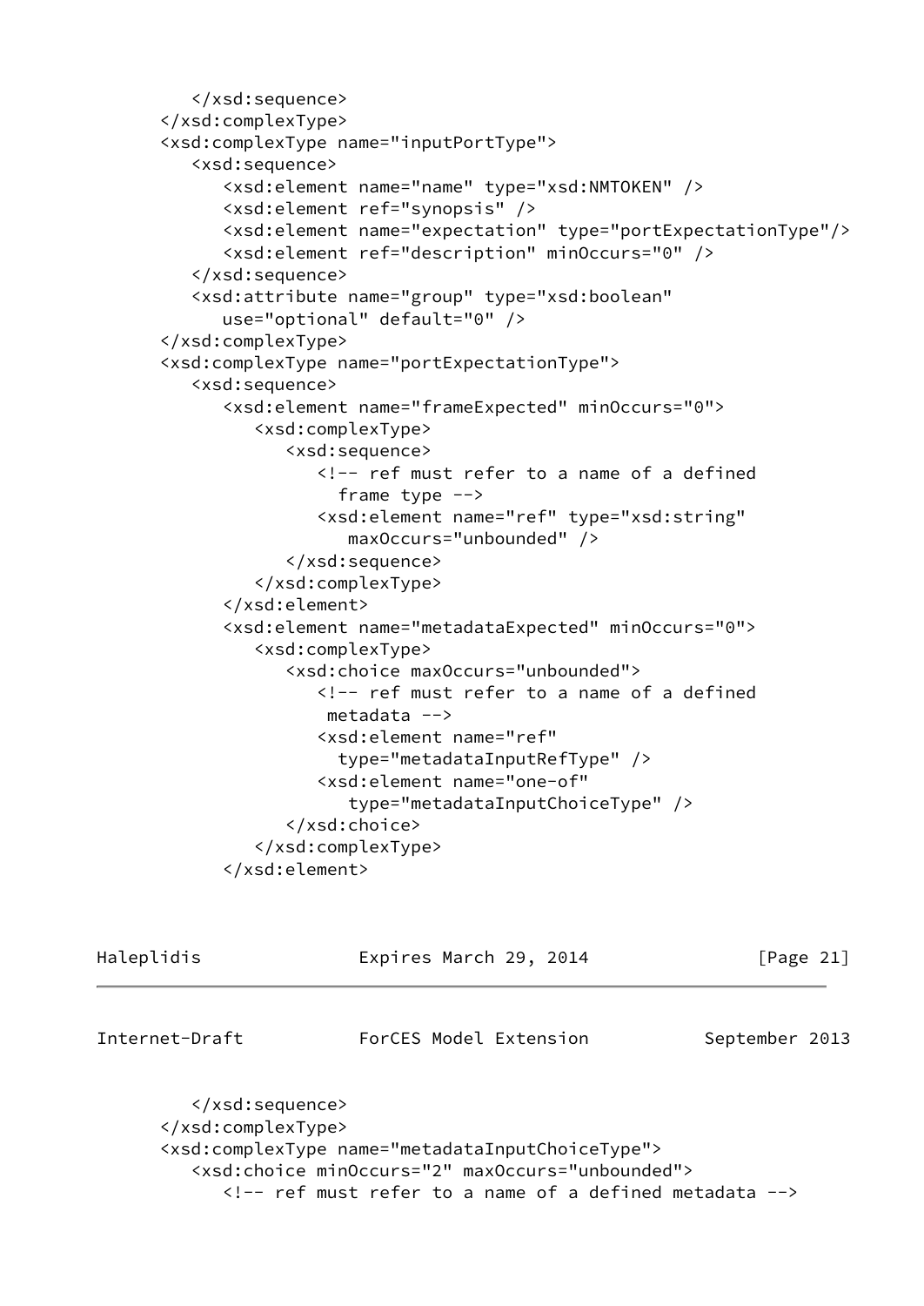```
         </xsd:sequence>
      </xsd:complexType>
      <xsd:complexType name="inputPortType">
         <xsd:sequence>
            <xsd:element name="name" type="xsd:NMTOKEN" />
            <xsd:element ref="synopsis" />
            <xsd:element name="expectation" type="portExpectationType"/>
            <xsd:element ref="description" minOccurs="0" />
         </xsd:sequence>
         <xsd:attribute name="group" type="xsd:boolean"
            use="optional" default="0" />
      </xsd:complexType>
      <xsd:complexType name="portExpectationType">
         <xsd:sequence>
            <xsd:element name="frameExpected" minOccurs="0">
               <xsd:complexType>
                  <xsd:sequence>
                     <!-- ref must refer to a name of a defined
                       frame type -->
                     <xsd:element name="ref" type="xsd:string"
                        maxOccurs="unbounded" />
                  </xsd:sequence>
               </xsd:complexType>
            </xsd:element>
            <xsd:element name="metadataExpected" minOccurs="0">
               <xsd:complexType>
                  <xsd:choice maxOccurs="unbounded">
                     <!-- ref must refer to a name of a defined
                      metadata -->
                     <xsd:element name="ref"
                       type="metadataInputRefType" />
                     <xsd:element name="one-of"
                        type="metadataInputChoiceType" />
                  </xsd:choice>
               </xsd:complexType>
            </xsd:element>
```

```
         </xsd:sequence>
      </xsd:complexType>
      <xsd:complexType name="metadataInputChoiceType">
         <xsd:choice minOccurs="2" maxOccurs="unbounded">
            <!-- ref must refer to a name of a defined metadata -->
```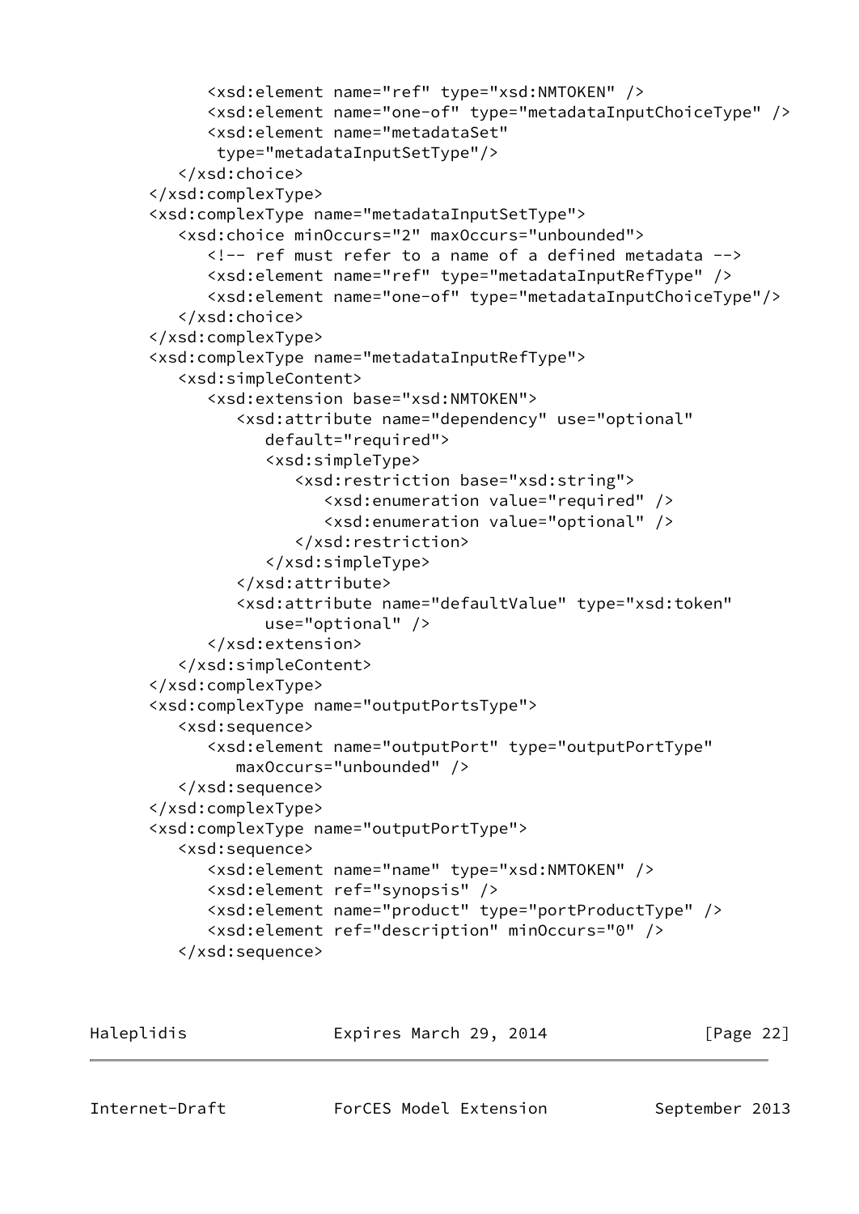```
            <xsd:element name="ref" type="xsd:NMTOKEN" />
            <xsd:element name="one-of" type="metadataInputChoiceType" />
            <xsd:element name="metadataSet"
             type="metadataInputSetType"/>
         </xsd:choice>
      </xsd:complexType>
      <xsd:complexType name="metadataInputSetType">
         <xsd:choice minOccurs="2" maxOccurs="unbounded">
            <!-- ref must refer to a name of a defined metadata -->
            <xsd:element name="ref" type="metadataInputRefType" />
            <xsd:element name="one-of" type="metadataInputChoiceType"/>
         </xsd:choice>
      </xsd:complexType>
      <xsd:complexType name="metadataInputRefType">
         <xsd:simpleContent>
            <xsd:extension base="xsd:NMTOKEN">
               <xsd:attribute name="dependency" use="optional"
                  default="required">
                  <xsd:simpleType>
                     <xsd:restriction base="xsd:string">
                        <xsd:enumeration value="required" />
                        <xsd:enumeration value="optional" />
                     </xsd:restriction>
                  </xsd:simpleType>
               </xsd:attribute>
               <xsd:attribute name="defaultValue" type="xsd:token"
                  use="optional" />
            </xsd:extension>
         </xsd:simpleContent>
      </xsd:complexType>
      <xsd:complexType name="outputPortsType">
         <xsd:sequence>
            <xsd:element name="outputPort" type="outputPortType"
               maxOccurs="unbounded" />
         </xsd:sequence>
      </xsd:complexType>
      <xsd:complexType name="outputPortType">
         <xsd:sequence>
            <xsd:element name="name" type="xsd:NMTOKEN" />
            <xsd:element ref="synopsis" />
            <xsd:element name="product" type="portProductType" />
            <xsd:element ref="description" minOccurs="0" />
         </xsd:sequence>
```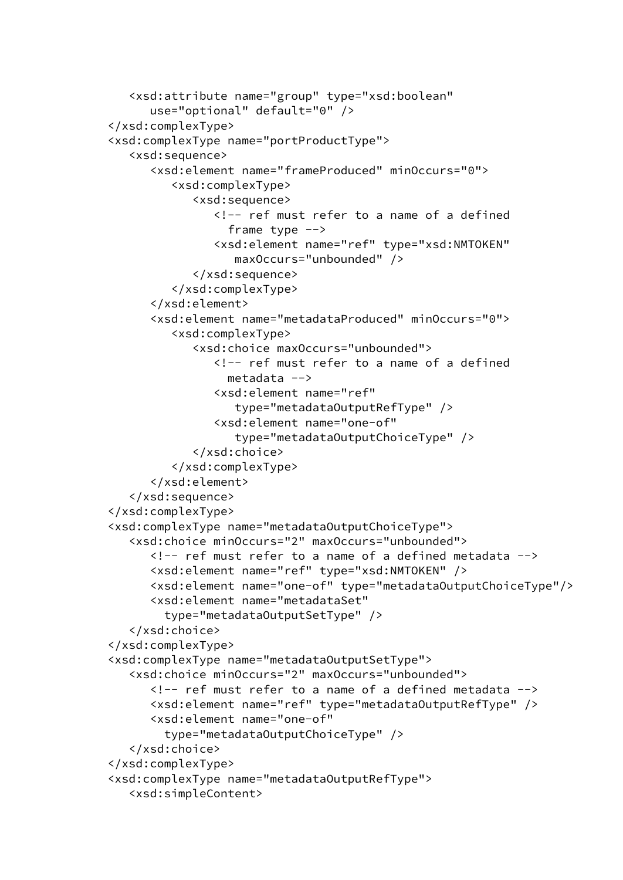```
   <xsd:attribute name="group" type="xsd:boolean"
      use="optional" default="0" />
</xsd:complexType>
<xsd:complexType name="portProductType">
   <xsd:sequence>
      <xsd:element name="frameProduced" minOccurs="0">
         <xsd:complexType>
            <xsd:sequence>
               <!-- ref must refer to a name of a defined
                 frame type -->
               <xsd:element name="ref" type="xsd:NMTOKEN"
                  maxOccurs="unbounded" />
            </xsd:sequence>
         </xsd:complexType>
      </xsd:element>
      <xsd:element name="metadataProduced" minOccurs="0">
         <xsd:complexType>
            <xsd:choice maxOccurs="unbounded">
               <!-- ref must refer to a name of a defined
                 metadata -->
               <xsd:element name="ref"
                  type="metadataOutputRefType" />
               <xsd:element name="one-of"
                  type="metadataOutputChoiceType" />
            </xsd:choice>
         </xsd:complexType>
      </xsd:element>
   </xsd:sequence>
</xsd:complexType>
<xsd:complexType name="metadataOutputChoiceType">
   <xsd:choice minOccurs="2" maxOccurs="unbounded">
      <!-- ref must refer to a name of a defined metadata -->
      <xsd:element name="ref" type="xsd:NMTOKEN" />
      <xsd:element name="one-of" type="metadataOutputChoiceType"/>
      <xsd:element name="metadataSet"
        type="metadataOutputSetType" />
   </xsd:choice>
</xsd:complexType>
<xsd:complexType name="metadataOutputSetType">
   <xsd:choice minOccurs="2" maxOccurs="unbounded">
      <!-- ref must refer to a name of a defined metadata -->
      <xsd:element name="ref" type="metadataOutputRefType" />
      <xsd:element name="one-of"
        type="metadataOutputChoiceType" />
   </xsd:choice>
</xsd:complexType>
<xsd:complexType name="metadataOutputRefType">
   <xsd:simpleContent>
```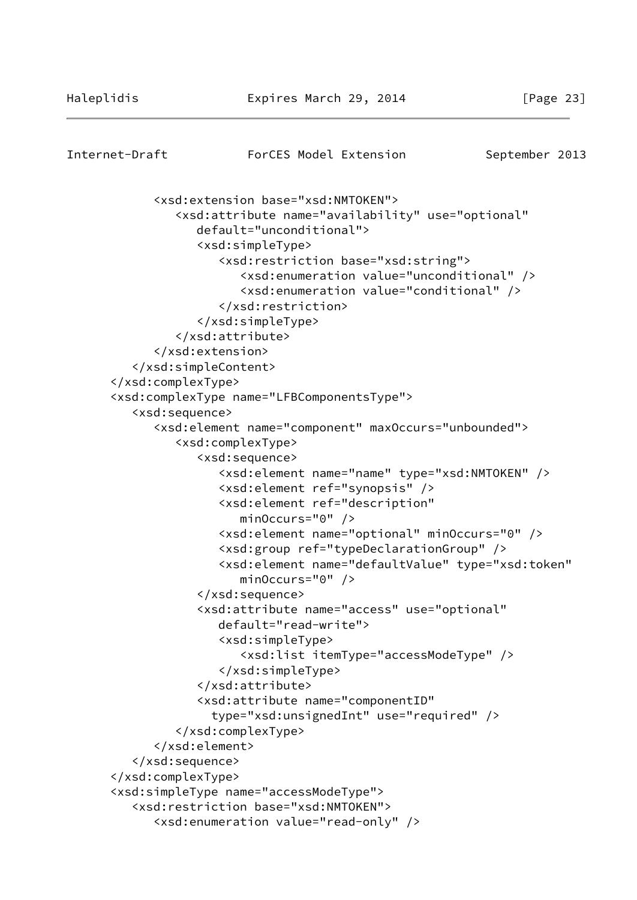```
            <xsd:extension base="xsd:NMTOKEN">
               <xsd:attribute name="availability" use="optional"
                  default="unconditional">
                  <xsd:simpleType>
                     <xsd:restriction base="xsd:string">
                        <xsd:enumeration value="unconditional" />
                        <xsd:enumeration value="conditional" />
                     </xsd:restriction>
                  </xsd:simpleType>
               </xsd:attribute>
            </xsd:extension>
         </xsd:simpleContent>
      </xsd:complexType>
      <xsd:complexType name="LFBComponentsType">
         <xsd:sequence>
            <xsd:element name="component" maxOccurs="unbounded">
               <xsd:complexType>
                  <xsd:sequence>
                     <xsd:element name="name" type="xsd:NMTOKEN" />
                     <xsd:element ref="synopsis" />
                     <xsd:element ref="description"
                        minOccurs="0" />
                     <xsd:element name="optional" minOccurs="0" />
                     <xsd:group ref="typeDeclarationGroup" />
                     <xsd:element name="defaultValue" type="xsd:token"
                        minOccurs="0" />
                  </xsd:sequence>
                  <xsd:attribute name="access" use="optional"
                     default="read-write">
                     <xsd:simpleType>
                        <xsd:list itemType="accessModeType" />
                     </xsd:simpleType>
                  </xsd:attribute>
                  <xsd:attribute name="componentID"
                    type="xsd:unsignedInt" use="required" />
               </xsd:complexType>
            </xsd:element>
         </xsd:sequence>
      </xsd:complexType>
      <xsd:simpleType name="accessModeType">
         <xsd:restriction base="xsd:NMTOKEN">
            <xsd:enumeration value="read-only" />
```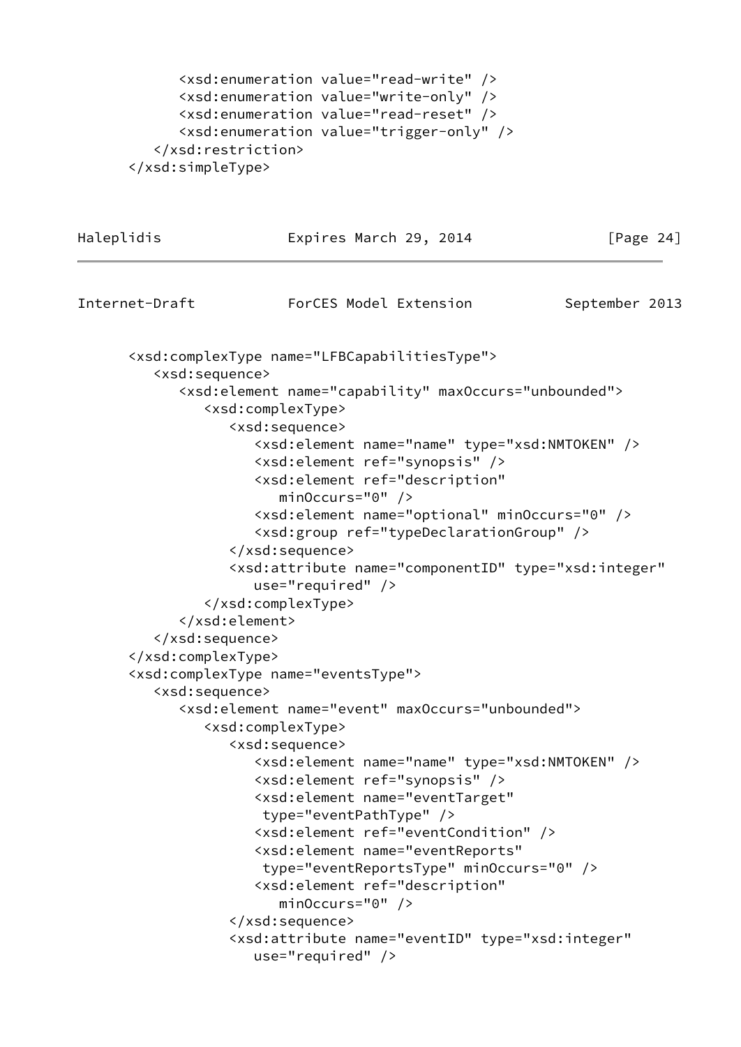```
            <xsd:enumeration value="read-write" />
            <xsd:enumeration value="write-only" />
            <xsd:enumeration value="read-reset" />
            <xsd:enumeration value="trigger-only" />
         </xsd:restriction>
      </xsd:simpleType>
```

```
      <xsd:complexType name="LFBCapabilitiesType">
         <xsd:sequence>
            <xsd:element name="capability" maxOccurs="unbounded">
               <xsd:complexType>
                  <xsd:sequence>
                     <xsd:element name="name" type="xsd:NMTOKEN" />
                     <xsd:element ref="synopsis" />
                     <xsd:element ref="description"
                        minOccurs="0" />
                     <xsd:element name="optional" minOccurs="0" />
                     <xsd:group ref="typeDeclarationGroup" />
                  </xsd:sequence>
                  <xsd:attribute name="componentID" type="xsd:integer"
                     use="required" />
               </xsd:complexType>
            </xsd:element>
         </xsd:sequence>
      </xsd:complexType>
      <xsd:complexType name="eventsType">
         <xsd:sequence>
            <xsd:element name="event" maxOccurs="unbounded">
               <xsd:complexType>
                  <xsd:sequence>
                     <xsd:element name="name" type="xsd:NMTOKEN" />
                     <xsd:element ref="synopsis" />
                     <xsd:element name="eventTarget"
                      type="eventPathType" />
                     <xsd:element ref="eventCondition" />
                     <xsd:element name="eventReports"
                      type="eventReportsType" minOccurs="0" />
                     <xsd:element ref="description"
                        minOccurs="0" />
                  </xsd:sequence>
                  <xsd:attribute name="eventID" type="xsd:integer"
                     use="required" />
```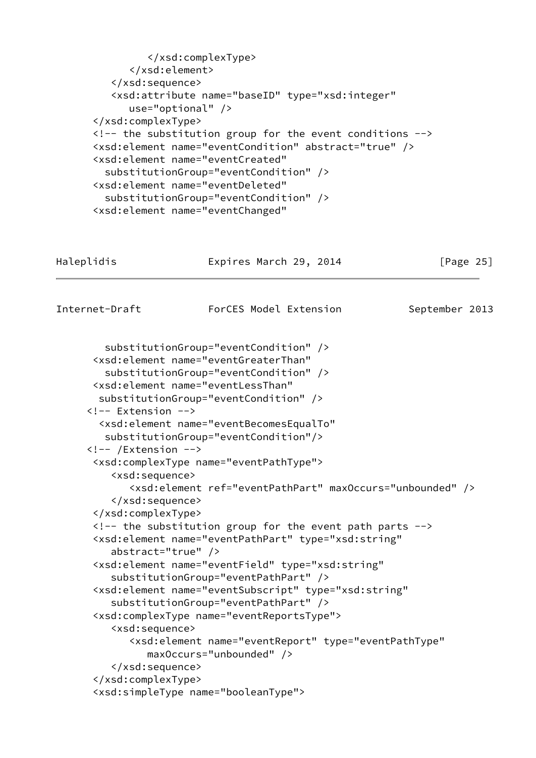```
            </xsd:complexType>
         </xsd:element>
      </xsd:sequence>
      <xsd:attribute name="baseID" type="xsd:integer"
         use="optional" />
   </xsd:complexType>
   <!-- the substitution group for the event conditions -->
   <xsd:element name="eventCondition" abstract="true" />
   <xsd:element name="eventCreated"
     substitutionGroup="eventCondition" />
   <xsd:element name="eventDeleted"
     substitutionGroup="eventCondition" />
   <xsd:element name="eventChanged"
     substitutionGroup="eventCondition" />
   <xsd:element name="eventGreaterThan"
     substitutionGroup="eventCondition" />
   <xsd:element name="eventLessThan"
    substitutionGroup="eventCondition" />
  <!-- Extension -->
    <xsd:element name="eventBecomesEqualTo"
     substitutionGroup="eventCondition"/>
  <!-- /Extension -->
   <xsd:complexType name="eventPathType">
      <xsd:sequence>
         <xsd:element ref="eventPathPart" maxOccurs="unbounded" />
      </xsd:sequence>
   </xsd:complexType>
   <!-- the substitution group for the event path parts -->
   <xsd:element name="eventPathPart" type="xsd:string"
      abstract="true" />
   <xsd:element name="eventField" type="xsd:string"
      substitutionGroup="eventPathPart" />
   <xsd:element name="eventSubscript" type="xsd:string"
      substitutionGroup="eventPathPart" />
   <xsd:complexType name="eventReportsType">
      <xsd:sequence>
         <xsd:element name="eventReport" type="eventPathType"
            maxOccurs="unbounded" />
      </xsd:sequence>
   </xsd:complexType>
   <xsd:simpleType name="booleanType">
```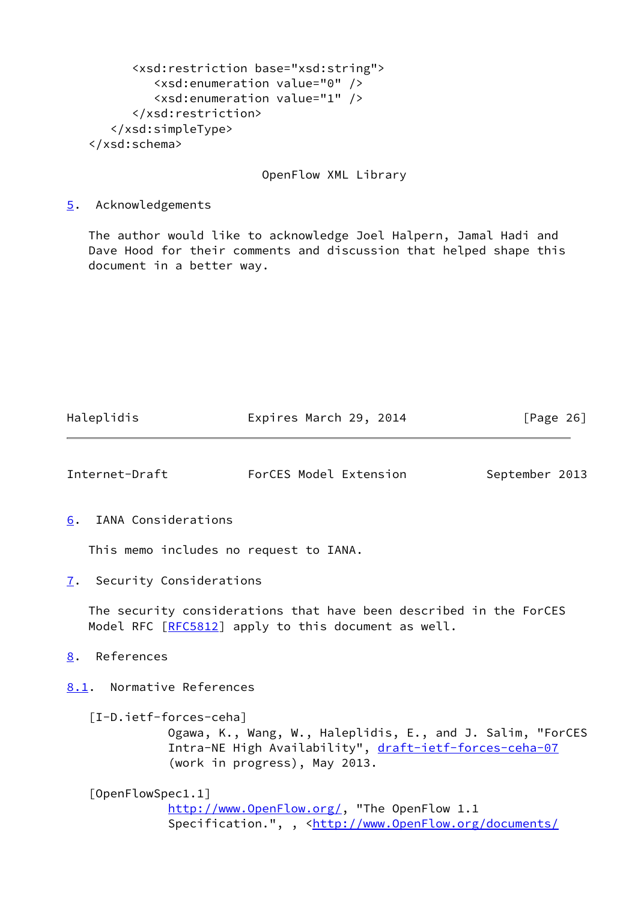```
        <xsd:restriction base="xsd:string">
           <xsd:enumeration value="0" />
           <xsd:enumeration value="1" />
        </xsd:restriction>
     </xsd:simpleType>
  </xsd:schema>
```

OpenFlow XML Library

## 5. Acknowledgements

The author would like to acknowledge Joel Halpern, Jamal Hadi and Dave Hood for their comments and discussion that helped shape this document in a better way.

## 6. IANA Considerations

This memo includes no request to IANA.

## 7. Security Considerations

The security considerations that have been described in the ForCES Model RFC [RFC5812] apply to this document as well.

## 8. References

### 8.1. Normative References

[I-D.ietf-forces-ceha]
Ogawa, K., Wang, W., Haleplidis, E., and J. Salim, "ForCES Intra-NE High Availability", draft-ietf-forces-ceha-07 (work in progress), May 2013.

[OpenFlowSpec1.1]
http://www.OpenFlow.org/, "The OpenFlow 1.1 Specification.", , <http://www.OpenFlow.org/documents/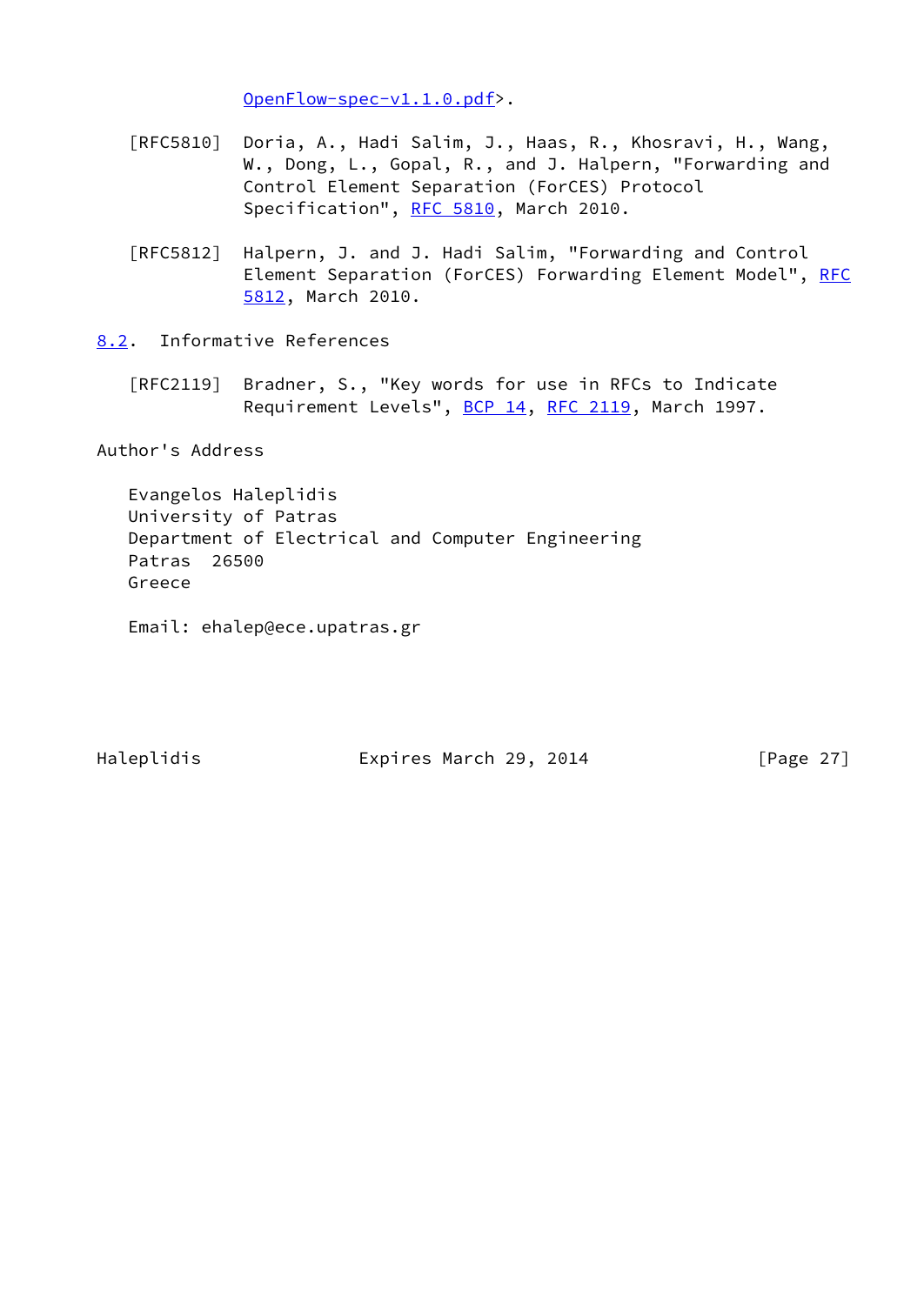OpenFlow-spec-v1.1.0.pdf>.

[RFC5810] Doria, A., Hadi Salim, J., Haas, R., Khosravi, H., Wang, W., Dong, L., Gopal, R., and J. Halpern, "Forwarding and Control Element Separation (ForCES) Protocol Specification", RFC 5810, March 2010.

[RFC5812] Halpern, J. and J. Hadi Salim, "Forwarding and Control Element Separation (ForCES) Forwarding Element Model", RFC 5812, March 2010.

## 8.2. Informative References

[RFC2119] Bradner, S., "Key words for use in RFCs to Indicate Requirement Levels", BCP 14, RFC 2119, March 1997.

## Author's Address

Evangelos Haleplidis
University of Patras
Department of Electrical and Computer Engineering
Patras 26500
Greece

Email: ehalep@ece.upatras.gr